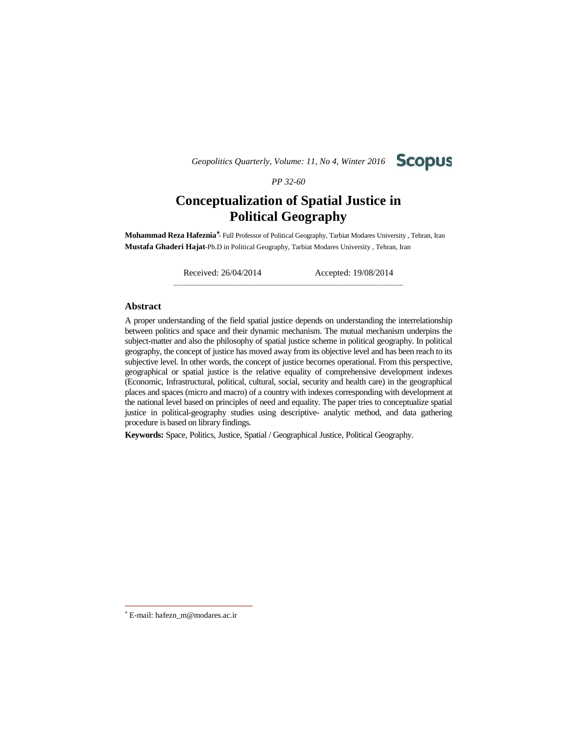# Conceptualization of Spatial Justice in Political Geography

**Mohammad Reza Hafeznia**[*]- Full Professor of Political Geography, Tarbiat Modares University , Tehran, Iran
**Mustafa Ghaderi Hajat**-Ph.D in Political Geography, Tarbiat Modares University , Tehran, Iran

Received: 26/04/2014 Accepted: 19/08/2014

## Abstract

A proper understanding of the field spatial justice depends on understanding the interrelationship between politics and space and their dynamic mechanism. The mutual mechanism underpins the subject-matter and also the philosophy of spatial justice scheme in political geography. In political geography, the concept of justice has moved away from its objective level and has been reach to its subjective level. In other words, the concept of justice becomes operational. From this perspective, geographical or spatial justice is the relative equality of comprehensive development indexes (Economic, Infrastructural, political, cultural, social, security and health care) in the geographical places and spaces (micro and macro) of a country with indexes corresponding with development at the national level based on principles of need and equality. The paper tries to conceptualize spatial justice in political-geography studies using descriptive- analytic method, and data gathering procedure is based on library findings.

**Keywords:** Space, Politics, Justice, Spatial / Geographical Justice, Political Geography.

[*] E-mail: hafezn_m@modares.ac.ir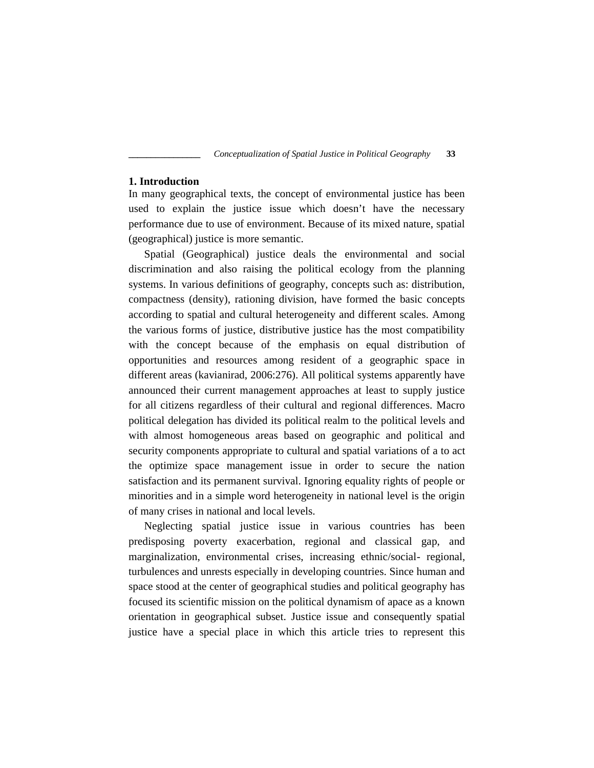## 1. Introduction

In many geographical texts, the concept of environmental justice has been used to explain the justice issue which doesn't have the necessary performance due to use of environment. Because of its mixed nature, spatial (geographical) justice is more semantic.

Spatial (Geographical) justice deals the environmental and social discrimination and also raising the political ecology from the planning systems. In various definitions of geography, concepts such as: distribution, compactness (density), rationing division, have formed the basic concepts according to spatial and cultural heterogeneity and different scales. Among the various forms of justice, distributive justice has the most compatibility with the concept because of the emphasis on equal distribution of opportunities and resources among resident of a geographic space in different areas (kavianirad, 2006:276). All political systems apparently have announced their current management approaches at least to supply justice for all citizens regardless of their cultural and regional differences. Macro political delegation has divided its political realm to the political levels and with almost homogeneous areas based on geographic and political and security components appropriate to cultural and spatial variations of a to act the optimize space management issue in order to secure the nation satisfaction and its permanent survival. Ignoring equality rights of people or minorities and in a simple word heterogeneity in national level is the origin of many crises in national and local levels.

Neglecting spatial justice issue in various countries has been predisposing poverty exacerbation, regional and classical gap, and marginalization, environmental crises, increasing ethnic/social- regional, turbulences and unrests especially in developing countries. Since human and space stood at the center of geographical studies and political geography has focused its scientific mission on the political dynamism of apace as a known orientation in geographical subset. Justice issue and consequently spatial justice have a special place in which this article tries to represent this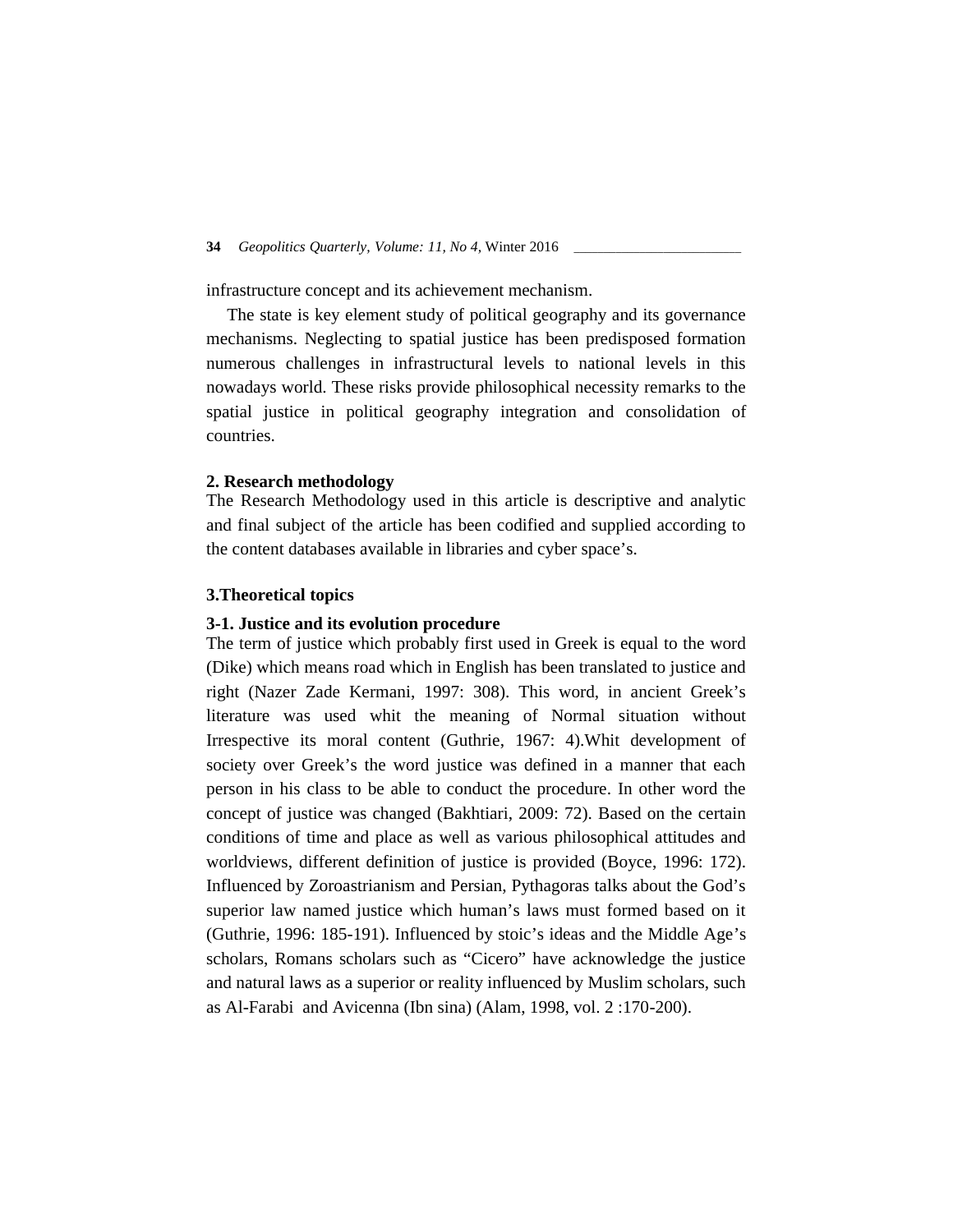infrastructure concept and its achievement mechanism.

The state is key element study of political geography and its governance mechanisms. Neglecting to spatial justice has been predisposed formation numerous challenges in infrastructural levels to national levels in this nowadays world. These risks provide philosophical necessity remarks to the spatial justice in political geography integration and consolidation of countries.

## 2. Research methodology

The Research Methodology used in this article is descriptive and analytic and final subject of the article has been codified and supplied according to the content databases available in libraries and cyber space's.

## 3.Theoretical topics

### 3-1. Justice and its evolution procedure

The term of justice which probably first used in Greek is equal to the word (Dike) which means road which in English has been translated to justice and right (Nazer Zade Kermani, 1997: 308). This word, in ancient Greek's literature was used whit the meaning of Normal situation without Irrespective its moral content (Guthrie, 1967: 4).Whit development of society over Greek's the word justice was defined in a manner that each person in his class to be able to conduct the procedure. In other word the concept of justice was changed (Bakhtiari, 2009: 72). Based on the certain conditions of time and place as well as various philosophical attitudes and worldviews, different definition of justice is provided (Boyce, 1996: 172). Influenced by Zoroastrianism and Persian, Pythagoras talks about the God's superior law named justice which human's laws must formed based on it (Guthrie, 1996: 185-191). Influenced by stoic's ideas and the Middle Age's scholars, Romans scholars such as "Cicero" have acknowledge the justice and natural laws as a superior or reality influenced by Muslim scholars, such as Al-Farabi and Avicenna (Ibn sina) (Alam, 1998, vol. 2 :170-200).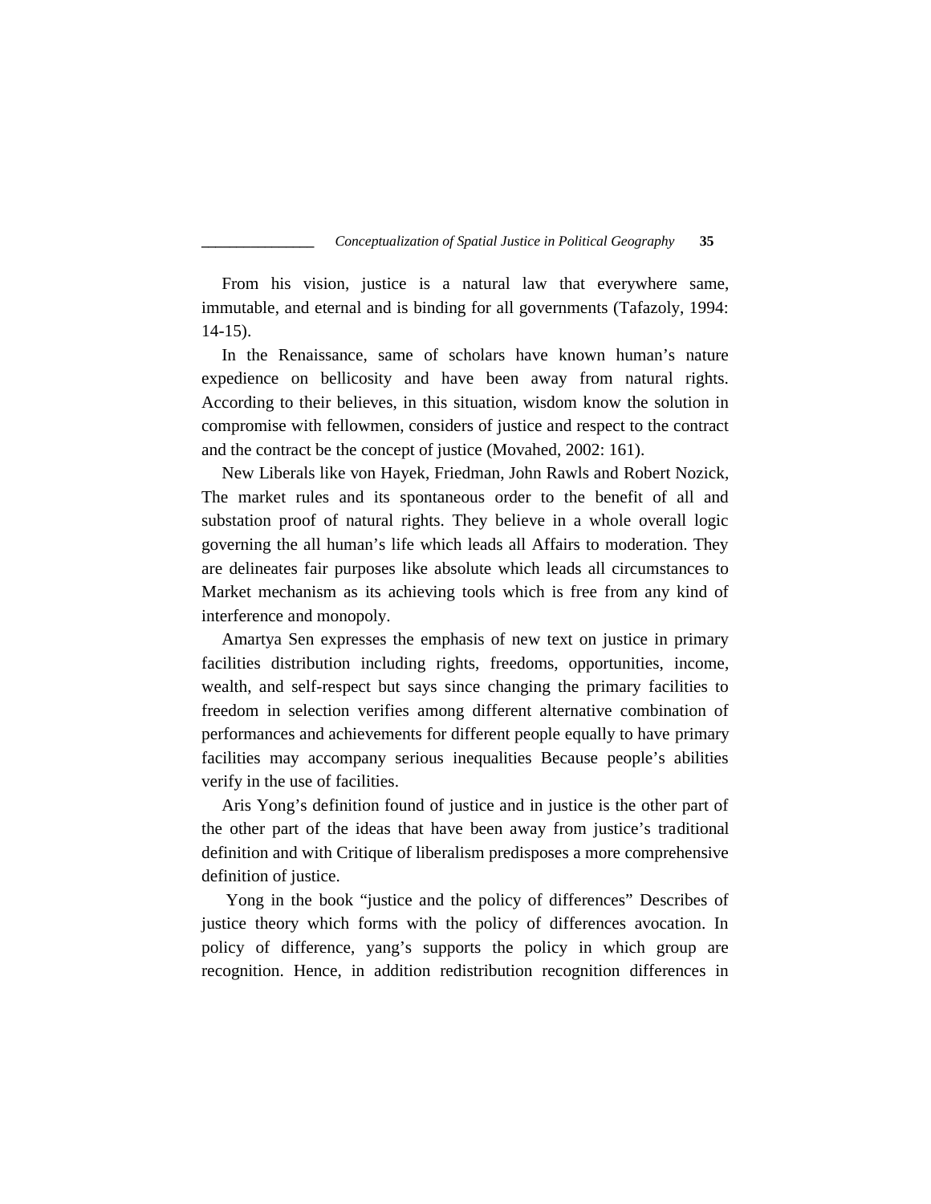From his vision, justice is a natural law that everywhere same, immutable, and eternal and is binding for all governments (Tafazoly, 1994: 14-15).

In the Renaissance, same of scholars have known human's nature expedience on bellicosity and have been away from natural rights. According to their believes, in this situation, wisdom know the solution in compromise with fellowmen, considers of justice and respect to the contract and the contract be the concept of justice (Movahed, 2002: 161).

New Liberals like von Hayek, Friedman, John Rawls and Robert Nozick, The market rules and its spontaneous order to the benefit of all and substation proof of natural rights. They believe in a whole overall logic governing the all human's life which leads all Affairs to moderation. They are delineates fair purposes like absolute which leads all circumstances to Market mechanism as its achieving tools which is free from any kind of interference and monopoly.

Amartya Sen expresses the emphasis of new text on justice in primary facilities distribution including rights, freedoms, opportunities, income, wealth, and self-respect but says since changing the primary facilities to freedom in selection verifies among different alternative combination of performances and achievements for different people equally to have primary facilities may accompany serious inequalities Because people's abilities verify in the use of facilities.

Aris Yong's definition found of justice and in justice is the other part of the other part of the ideas that have been away from justice's traditional definition and with Critique of liberalism predisposes a more comprehensive definition of justice.

Yong in the book "justice and the policy of differences" Describes of justice theory which forms with the policy of differences avocation. In policy of difference, yang's supports the policy in which group are recognition. Hence, in addition redistribution recognition differences in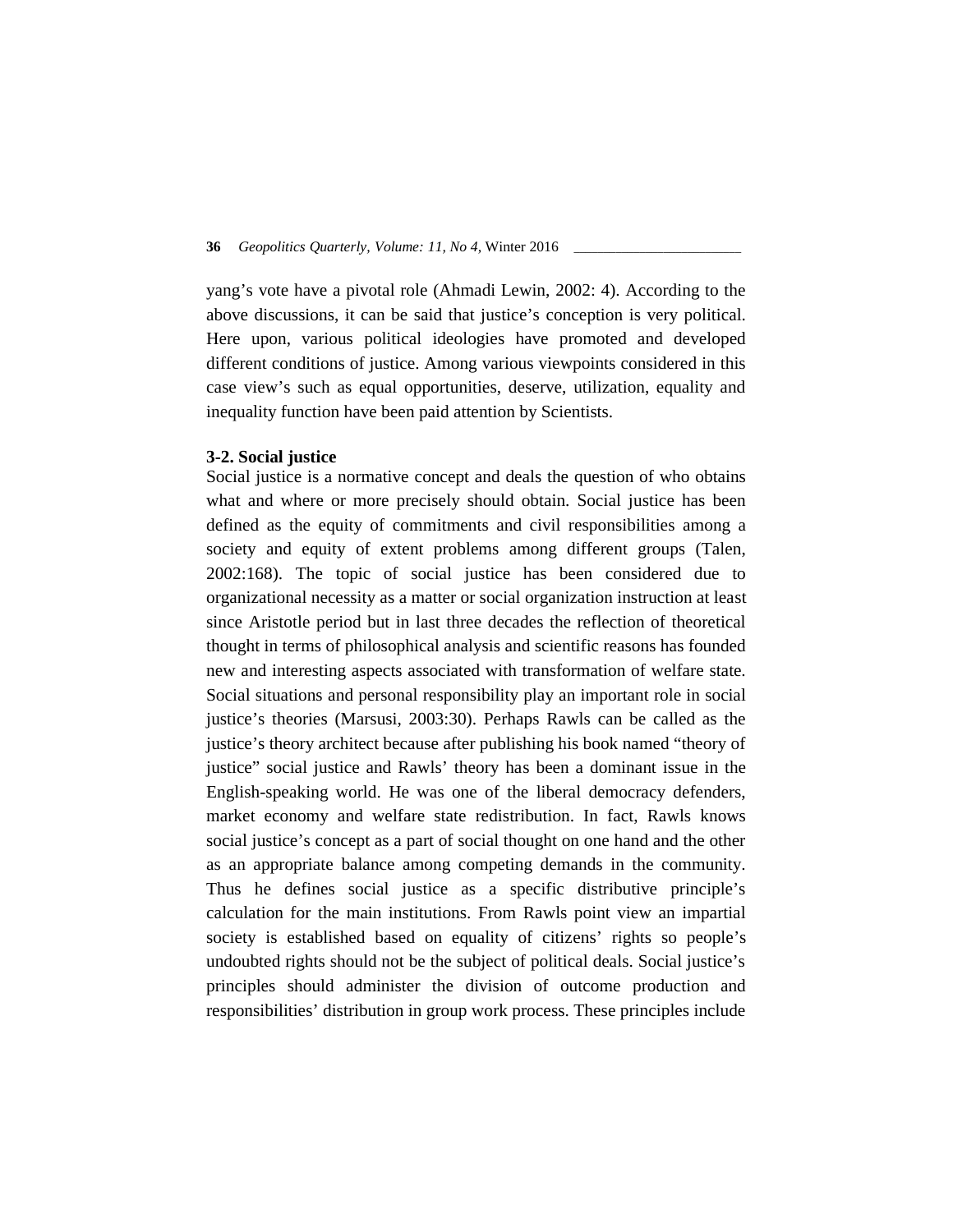yang's vote have a pivotal role (Ahmadi Lewin, 2002: 4). According to the above discussions, it can be said that justice's conception is very political. Here upon, various political ideologies have promoted and developed different conditions of justice. Among various viewpoints considered in this case view's such as equal opportunities, deserve, utilization, equality and inequality function have been paid attention by Scientists.

### 3-2. Social justice

Social justice is a normative concept and deals the question of who obtains what and where or more precisely should obtain. Social justice has been defined as the equity of commitments and civil responsibilities among a society and equity of extent problems among different groups (Talen, 2002:168). The topic of social justice has been considered due to organizational necessity as a matter or social organization instruction at least since Aristotle period but in last three decades the reflection of theoretical thought in terms of philosophical analysis and scientific reasons has founded new and interesting aspects associated with transformation of welfare state. Social situations and personal responsibility play an important role in social justice's theories (Marsusi, 2003:30). Perhaps Rawls can be called as the justice's theory architect because after publishing his book named "theory of justice" social justice and Rawls' theory has been a dominant issue in the English-speaking world. He was one of the liberal democracy defenders, market economy and welfare state redistribution. In fact, Rawls knows social justice's concept as a part of social thought on one hand and the other as an appropriate balance among competing demands in the community. Thus he defines social justice as a specific distributive principle's calculation for the main institutions. From Rawls point view an impartial society is established based on equality of citizens' rights so people's undoubted rights should not be the subject of political deals. Social justice's principles should administer the division of outcome production and responsibilities' distribution in group work process. These principles include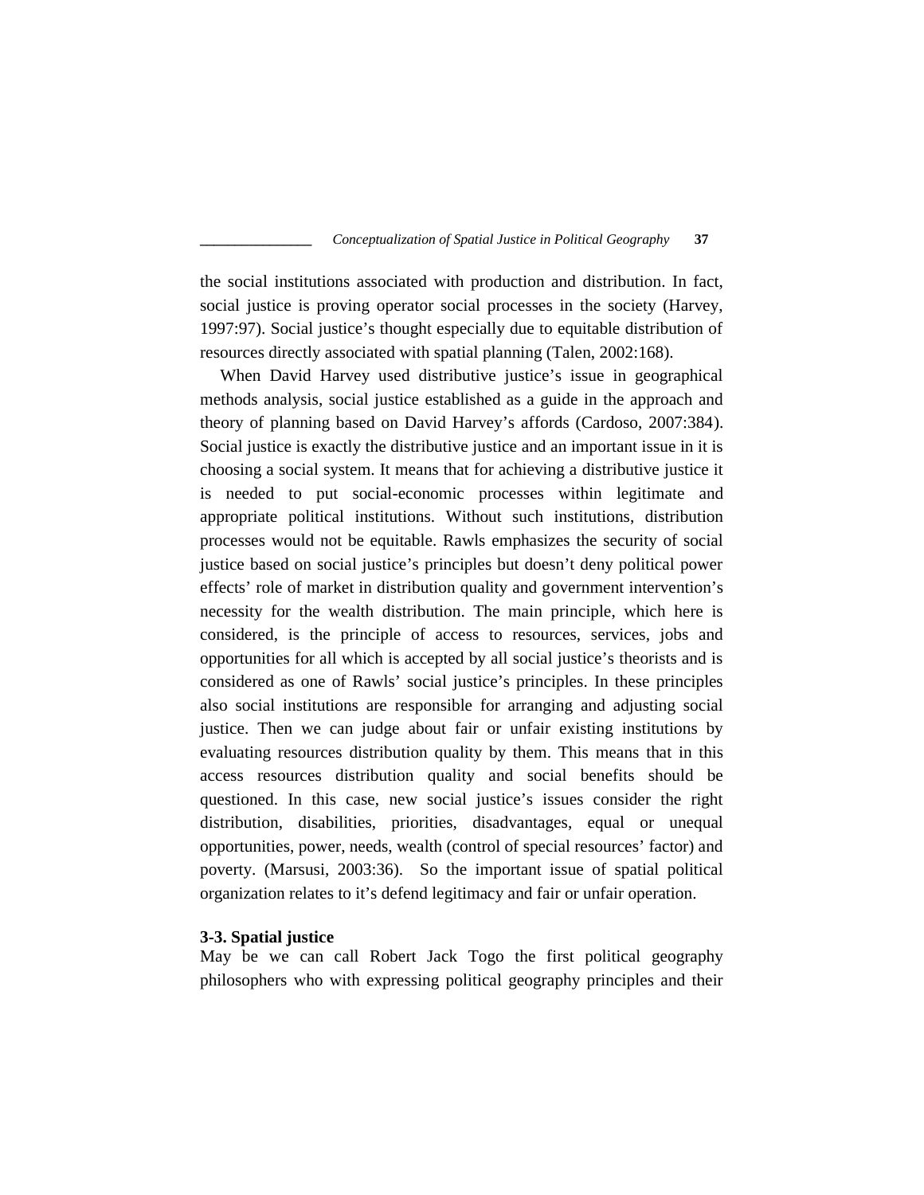the social institutions associated with production and distribution. In fact, social justice is proving operator social processes in the society (Harvey, 1997:97). Social justice's thought especially due to equitable distribution of resources directly associated with spatial planning (Talen, 2002:168).

When David Harvey used distributive justice's issue in geographical methods analysis, social justice established as a guide in the approach and theory of planning based on David Harvey's affords (Cardoso, 2007:384). Social justice is exactly the distributive justice and an important issue in it is choosing a social system. It means that for achieving a distributive justice it is needed to put social-economic processes within legitimate and appropriate political institutions. Without such institutions, distribution processes would not be equitable. Rawls emphasizes the security of social justice based on social justice's principles but doesn't deny political power effects' role of market in distribution quality and government intervention's necessity for the wealth distribution. The main principle, which here is considered, is the principle of access to resources, services, jobs and opportunities for all which is accepted by all social justice's theorists and is considered as one of Rawls' social justice's principles. In these principles also social institutions are responsible for arranging and adjusting social justice. Then we can judge about fair or unfair existing institutions by evaluating resources distribution quality by them. This means that in this access resources distribution quality and social benefits should be questioned. In this case, new social justice's issues consider the right distribution, disabilities, priorities, disadvantages, equal or unequal opportunities, power, needs, wealth (control of special resources' factor) and poverty. (Marsusi, 2003:36). So the important issue of spatial political organization relates to it's defend legitimacy and fair or unfair operation.

### 3-3. Spatial justice

May be we can call Robert Jack Togo the first political geography philosophers who with expressing political geography principles and their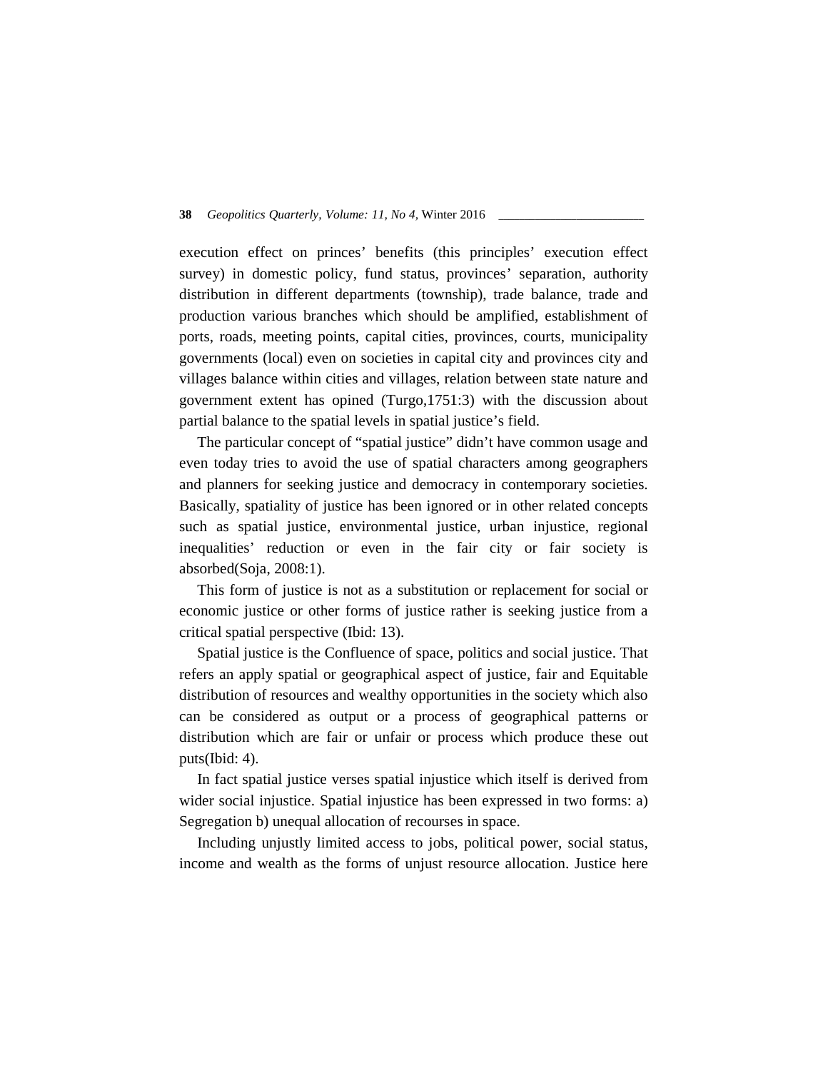execution effect on princes' benefits (this principles' execution effect survey) in domestic policy, fund status, provinces' separation, authority distribution in different departments (township), trade balance, trade and production various branches which should be amplified, establishment of ports, roads, meeting points, capital cities, provinces, courts, municipality governments (local) even on societies in capital city and provinces city and villages balance within cities and villages, relation between state nature and government extent has opined (Turgo,1751:3) with the discussion about partial balance to the spatial levels in spatial justice's field.

The particular concept of "spatial justice" didn't have common usage and even today tries to avoid the use of spatial characters among geographers and planners for seeking justice and democracy in contemporary societies. Basically, spatiality of justice has been ignored or in other related concepts such as spatial justice, environmental justice, urban injustice, regional inequalities' reduction or even in the fair city or fair society is absorbed(Soja, 2008:1).

This form of justice is not as a substitution or replacement for social or economic justice or other forms of justice rather is seeking justice from a critical spatial perspective (Ibid: 13).

Spatial justice is the Confluence of space, politics and social justice. That refers an apply spatial or geographical aspect of justice, fair and Equitable distribution of resources and wealthy opportunities in the society which also can be considered as output or a process of geographical patterns or distribution which are fair or unfair or process which produce these out puts(Ibid: 4).

In fact spatial justice verses spatial injustice which itself is derived from wider social injustice. Spatial injustice has been expressed in two forms: a) Segregation b) unequal allocation of recourses in space.

Including unjustly limited access to jobs, political power, social status, income and wealth as the forms of unjust resource allocation. Justice here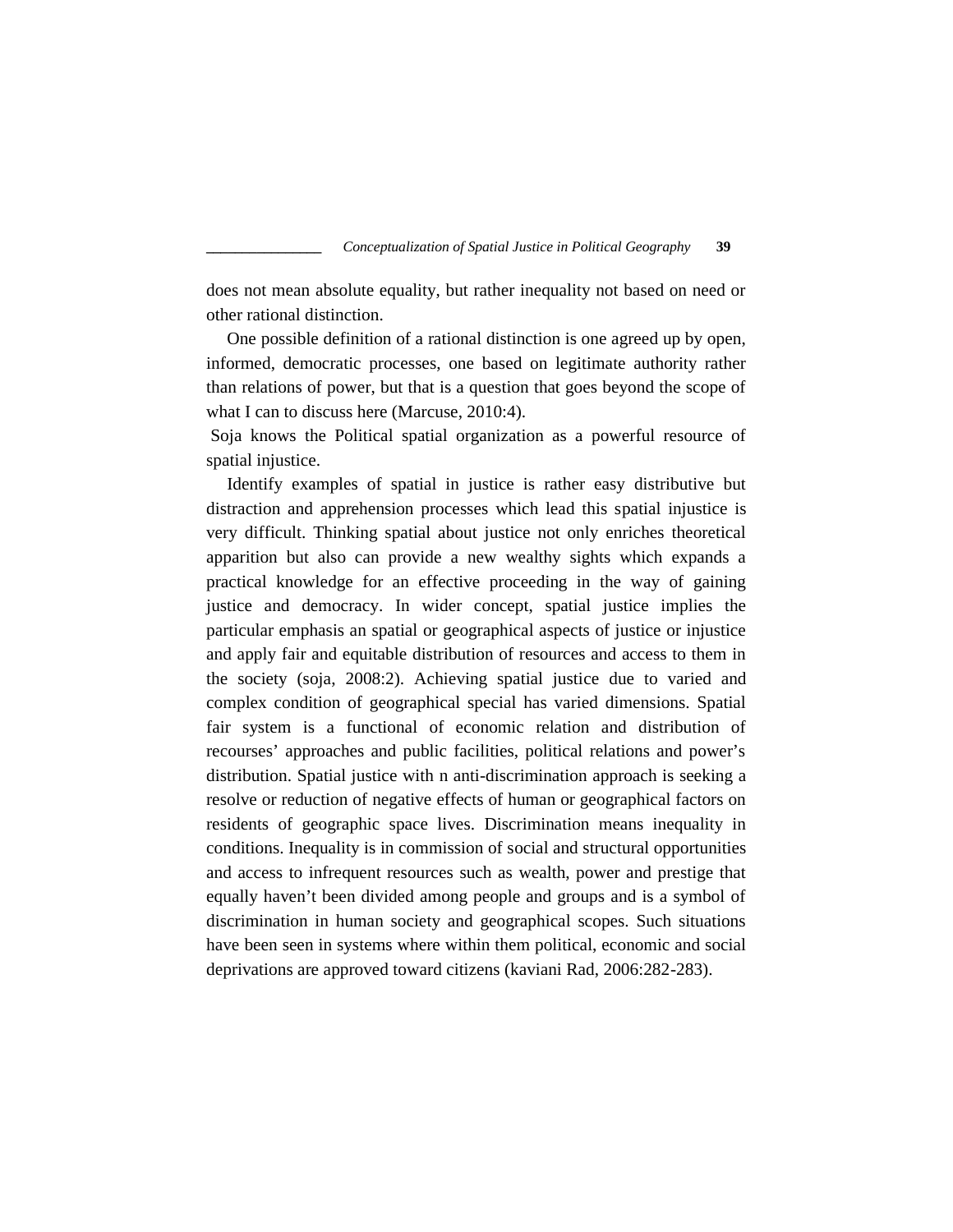does not mean absolute equality, but rather inequality not based on need or other rational distinction.

One possible definition of a rational distinction is one agreed up by open, informed, democratic processes, one based on legitimate authority rather than relations of power, but that is a question that goes beyond the scope of what I can to discuss here (Marcuse, 2010:4).

Soja knows the Political spatial organization as a powerful resource of spatial injustice.

Identify examples of spatial in justice is rather easy distributive but distraction and apprehension processes which lead this spatial injustice is very difficult. Thinking spatial about justice not only enriches theoretical apparition but also can provide a new wealthy sights which expands a practical knowledge for an effective proceeding in the way of gaining justice and democracy. In wider concept, spatial justice implies the particular emphasis an spatial or geographical aspects of justice or injustice and apply fair and equitable distribution of resources and access to them in the society (soja, 2008:2). Achieving spatial justice due to varied and complex condition of geographical special has varied dimensions. Spatial fair system is a functional of economic relation and distribution of recourses' approaches and public facilities, political relations and power's distribution. Spatial justice with n anti-discrimination approach is seeking a resolve or reduction of negative effects of human or geographical factors on residents of geographic space lives. Discrimination means inequality in conditions. Inequality is in commission of social and structural opportunities and access to infrequent resources such as wealth, power and prestige that equally haven't been divided among people and groups and is a symbol of discrimination in human society and geographical scopes. Such situations have been seen in systems where within them political, economic and social deprivations are approved toward citizens (kaviani Rad, 2006:282-283).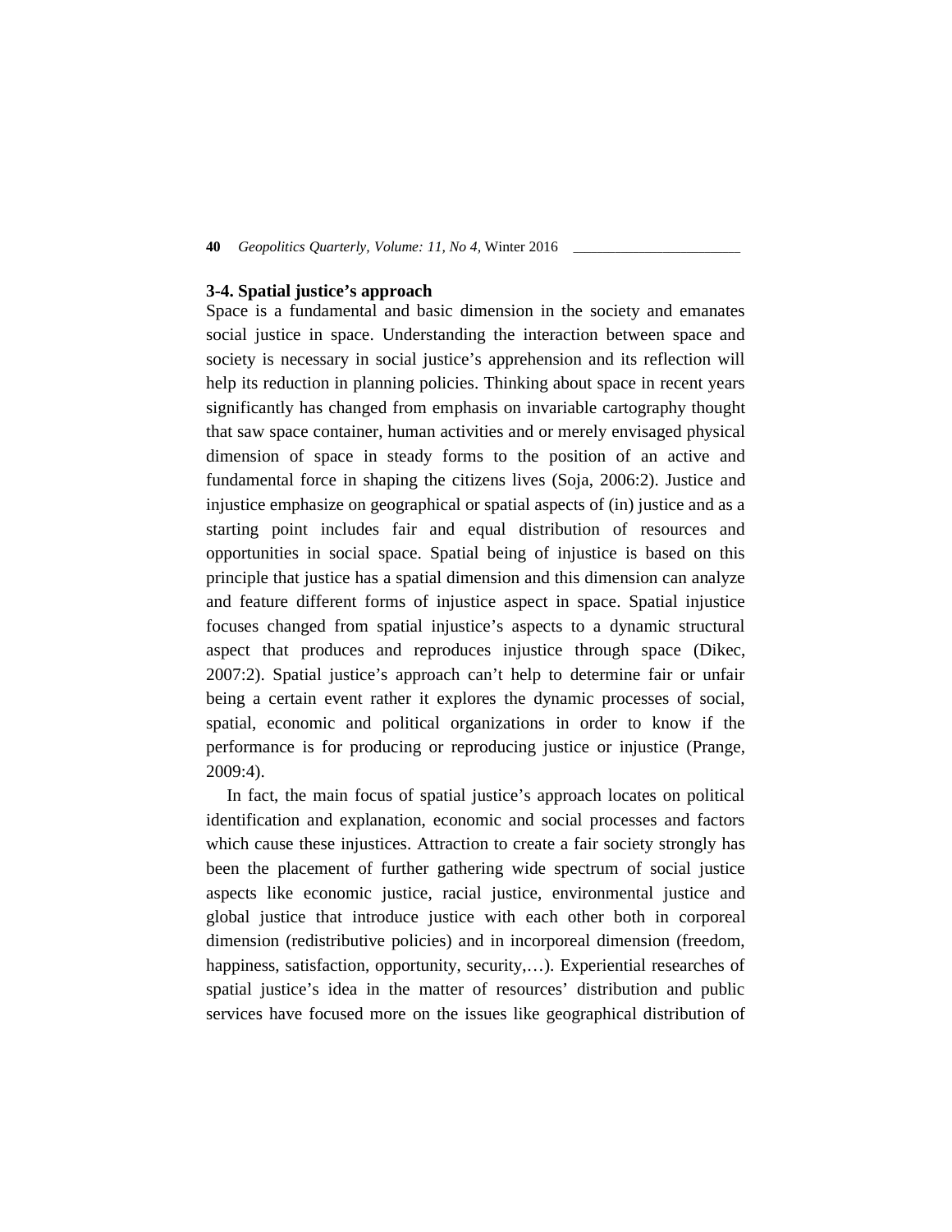### 3-4. Spatial justice's approach

Space is a fundamental and basic dimension in the society and emanates social justice in space. Understanding the interaction between space and society is necessary in social justice's apprehension and its reflection will help its reduction in planning policies. Thinking about space in recent years significantly has changed from emphasis on invariable cartography thought that saw space container, human activities and or merely envisaged physical dimension of space in steady forms to the position of an active and fundamental force in shaping the citizens lives (Soja, 2006:2). Justice and injustice emphasize on geographical or spatial aspects of (in) justice and as a starting point includes fair and equal distribution of resources and opportunities in social space. Spatial being of injustice is based on this principle that justice has a spatial dimension and this dimension can analyze and feature different forms of injustice aspect in space. Spatial injustice focuses changed from spatial injustice's aspects to a dynamic structural aspect that produces and reproduces injustice through space (Dikec, 2007:2). Spatial justice's approach can't help to determine fair or unfair being a certain event rather it explores the dynamic processes of social, spatial, economic and political organizations in order to know if the performance is for producing or reproducing justice or injustice (Prange, 2009:4).

In fact, the main focus of spatial justice's approach locates on political identification and explanation, economic and social processes and factors which cause these injustices. Attraction to create a fair society strongly has been the placement of further gathering wide spectrum of social justice aspects like economic justice, racial justice, environmental justice and global justice that introduce justice with each other both in corporeal dimension (redistributive policies) and in incorporeal dimension (freedom, happiness, satisfaction, opportunity, security,…). Experiential researches of spatial justice's idea in the matter of resources' distribution and public services have focused more on the issues like geographical distribution of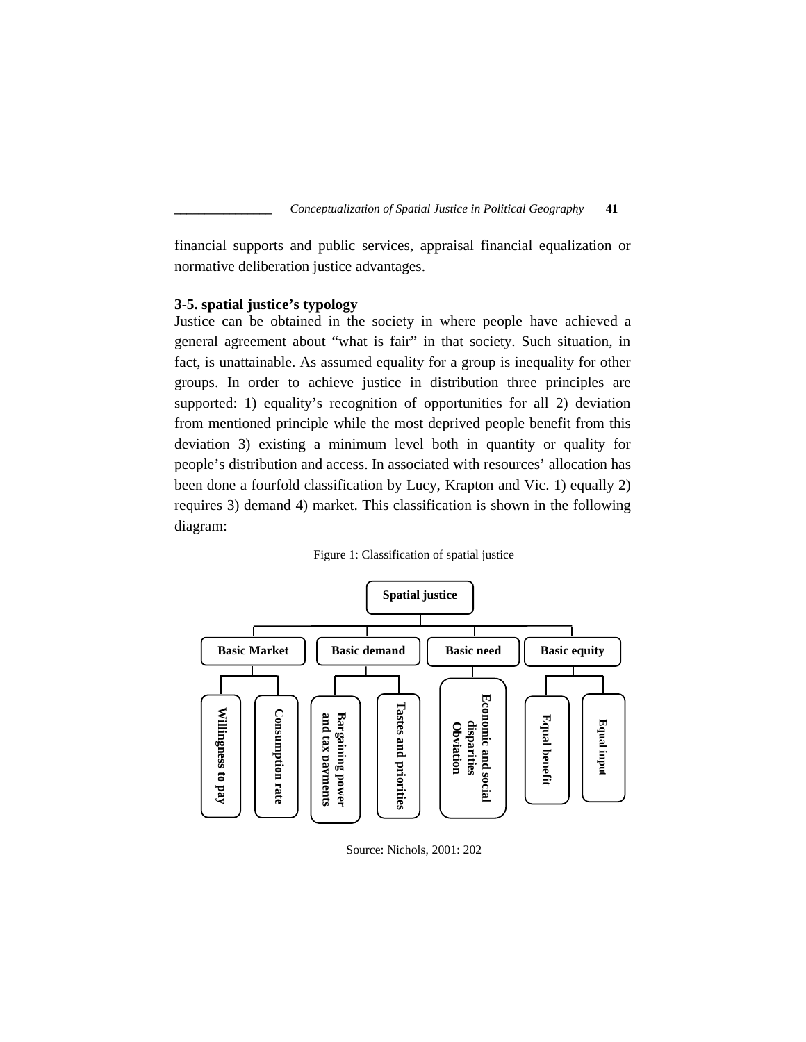financial supports and public services, appraisal financial equalization or normative deliberation justice advantages.

### 3-5. spatial justice's typology

Justice can be obtained in the society in where people have achieved a general agreement about "what is fair" in that society. Such situation, in fact, is unattainable. As assumed equality for a group is inequality for other groups. In order to achieve justice in distribution three principles are supported: 1) equality's recognition of opportunities for all 2) deviation from mentioned principle while the most deprived people benefit from this deviation 3) existing a minimum level both in quantity or quality for people's distribution and access. In associated with resources' allocation has been done a fourfold classification by Lucy, Krapton and Vic. 1) equally 2) requires 3) demand 4) market. This classification is shown in the following diagram:

Figure 1: Classification of spatial justice

- **Spatial justice**
  - **Basic Market**
    - **Willingness to pay**
    - **Consumption rate**
  - **Basic demand**
    - **Bargaining power and tax payments**
    - **Tastes and priorities**
  - **Basic need**
    - **Economic and social disparities Obviation**
  - **Basic equity**
    - **Equal benefit**
    - **Equal input**

Source: Nichols, 2001: 202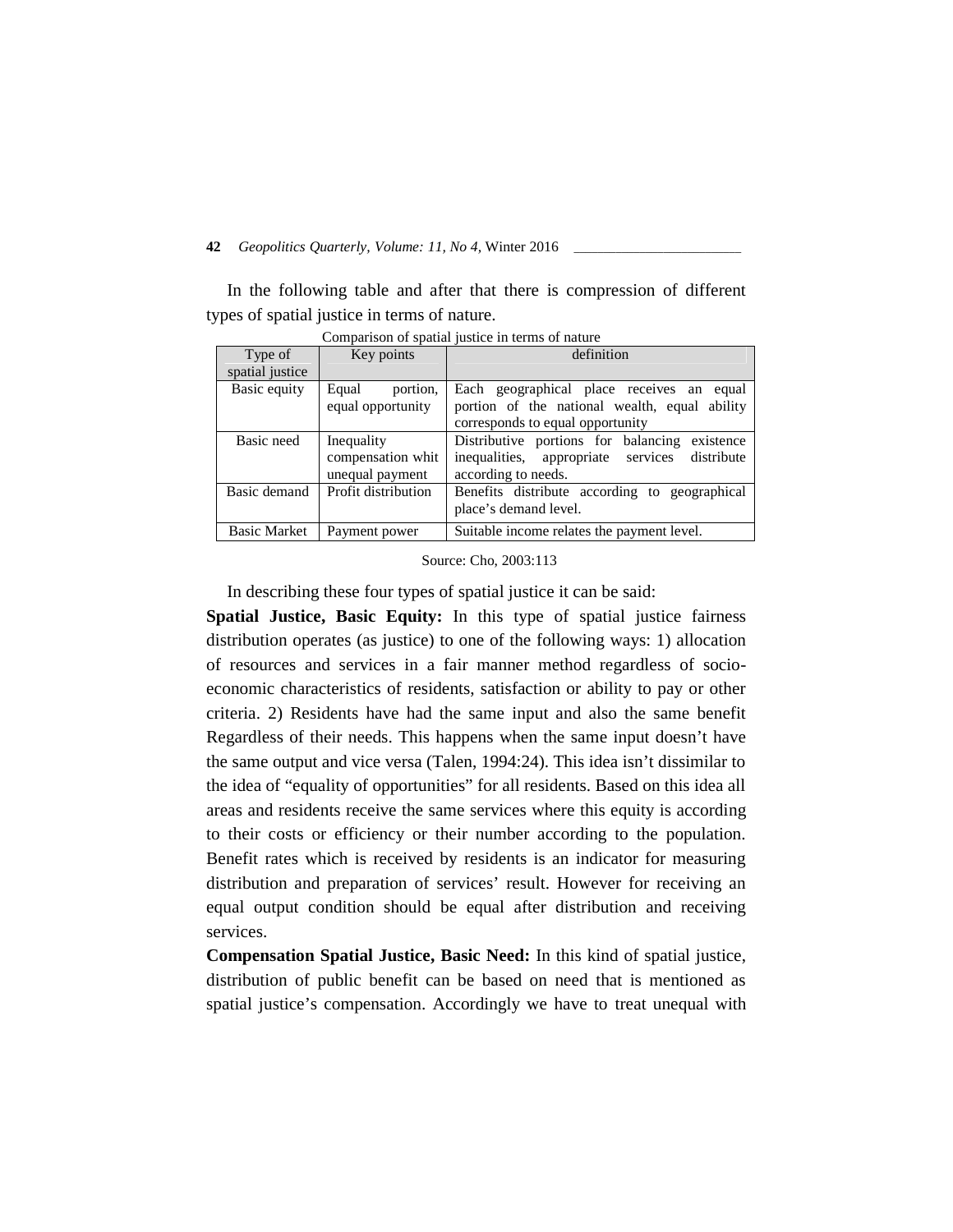In the following table and after that there is compression of different types of spatial justice in terms of nature.

Comparison of spatial justice in terms of nature

| Type of spatial justice | Key points | definition |
|---|---|---|
| Basic equity | Equal portion, equal opportunity | Each geographical place receives an equal portion of the national wealth, equal ability corresponds to equal opportunity |
| Basic need | Inequality compensation whit unequal payment | Distributive portions for balancing existence inequalities, appropriate services distribute according to needs. |
| Basic demand | Profit distribution | Benefits distribute according to geographical place's demand level. |
| Basic Market | Payment power | Suitable income relates the payment level. |

Source: Cho, 2003:113

In describing these four types of spatial justice it can be said:

**Spatial Justice, Basic Equity:** In this type of spatial justice fairness distribution operates (as justice) to one of the following ways: 1) allocation of resources and services in a fair manner method regardless of socio-economic characteristics of residents, satisfaction or ability to pay or other criteria. 2) Residents have had the same input and also the same benefit Regardless of their needs. This happens when the same input doesn't have the same output and vice versa (Talen, 1994:24). This idea isn't dissimilar to the idea of "equality of opportunities" for all residents. Based on this idea all areas and residents receive the same services where this equity is according to their costs or efficiency or their number according to the population. Benefit rates which is received by residents is an indicator for measuring distribution and preparation of services' result. However for receiving an equal output condition should be equal after distribution and receiving services.

**Compensation Spatial Justice, Basic Need:** In this kind of spatial justice, distribution of public benefit can be based on need that is mentioned as spatial justice's compensation. Accordingly we have to treat unequal with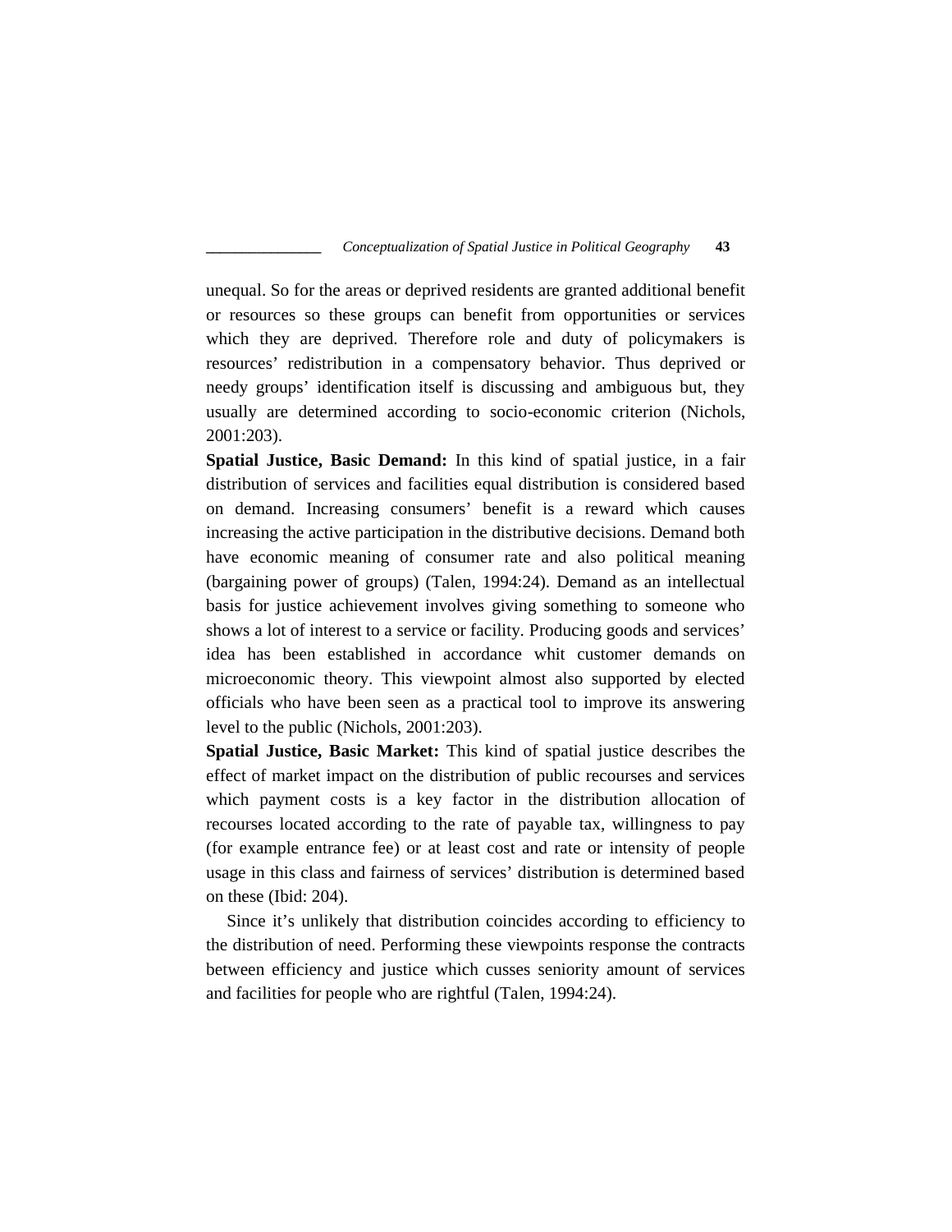unequal. So for the areas or deprived residents are granted additional benefit or resources so these groups can benefit from opportunities or services which they are deprived. Therefore role and duty of policymakers is resources' redistribution in a compensatory behavior. Thus deprived or needy groups' identification itself is discussing and ambiguous but, they usually are determined according to socio-economic criterion (Nichols, 2001:203).

**Spatial Justice, Basic Demand:** In this kind of spatial justice, in a fair distribution of services and facilities equal distribution is considered based on demand. Increasing consumers' benefit is a reward which causes increasing the active participation in the distributive decisions. Demand both have economic meaning of consumer rate and also political meaning (bargaining power of groups) (Talen, 1994:24). Demand as an intellectual basis for justice achievement involves giving something to someone who shows a lot of interest to a service or facility. Producing goods and services' idea has been established in accordance whit customer demands on microeconomic theory. This viewpoint almost also supported by elected officials who have been seen as a practical tool to improve its answering level to the public (Nichols, 2001:203).

**Spatial Justice, Basic Market:** This kind of spatial justice describes the effect of market impact on the distribution of public recourses and services which payment costs is a key factor in the distribution allocation of recourses located according to the rate of payable tax, willingness to pay (for example entrance fee) or at least cost and rate or intensity of people usage in this class and fairness of services' distribution is determined based on these (Ibid: 204).

Since it's unlikely that distribution coincides according to efficiency to the distribution of need. Performing these viewpoints response the contracts between efficiency and justice which cusses seniority amount of services and facilities for people who are rightful (Talen, 1994:24).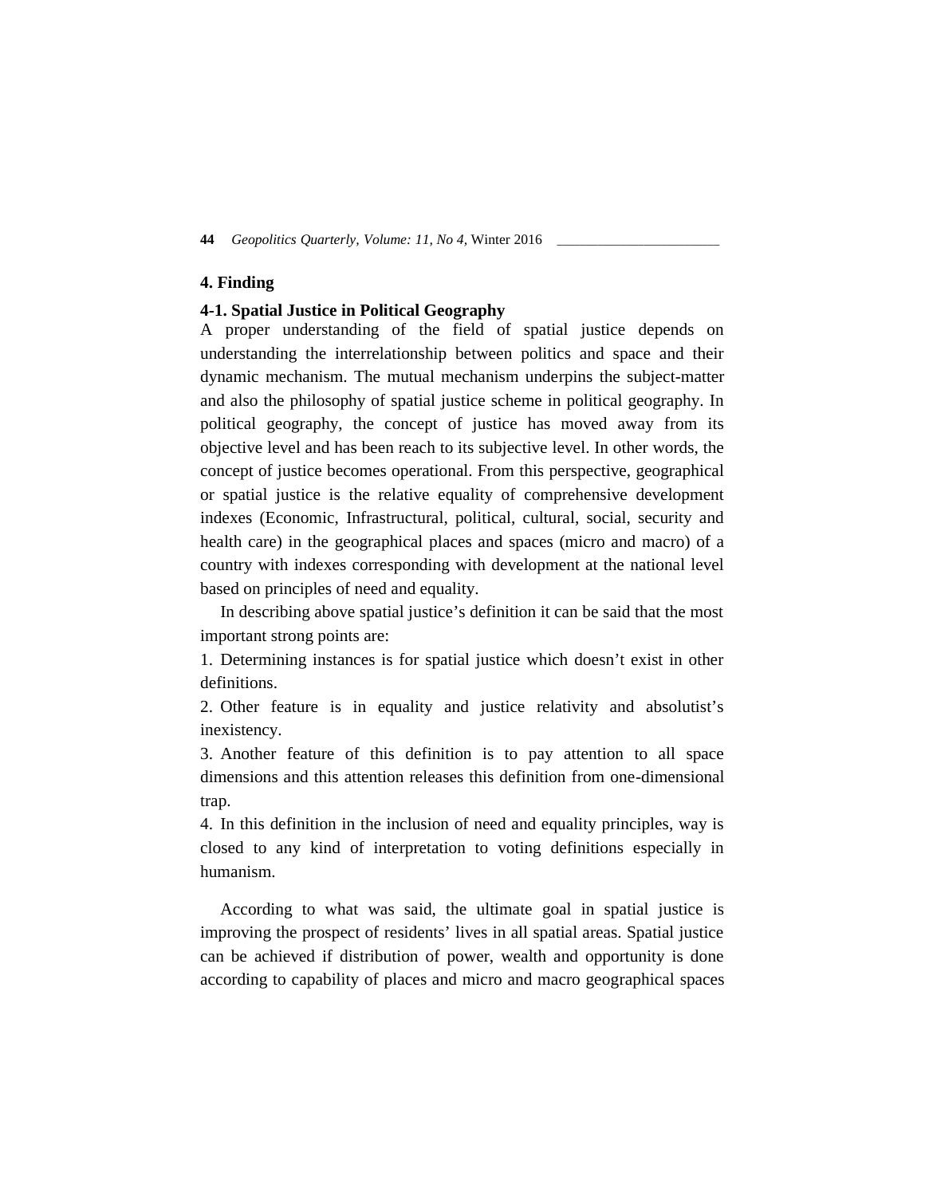## 4. Finding

### 4-1. Spatial Justice in Political Geography

A proper understanding of the field of spatial justice depends on understanding the interrelationship between politics and space and their dynamic mechanism. The mutual mechanism underpins the subject-matter and also the philosophy of spatial justice scheme in political geography. In political geography, the concept of justice has moved away from its objective level and has been reach to its subjective level. In other words, the concept of justice becomes operational. From this perspective, geographical or spatial justice is the relative equality of comprehensive development indexes (Economic, Infrastructural, political, cultural, social, security and health care) in the geographical places and spaces (micro and macro) of a country with indexes corresponding with development at the national level based on principles of need and equality.

In describing above spatial justice's definition it can be said that the most important strong points are:

1. Determining instances is for spatial justice which doesn't exist in other definitions.
2. Other feature is in equality and justice relativity and absolutist's inexistency.
3. Another feature of this definition is to pay attention to all space dimensions and this attention releases this definition from one-dimensional trap.
4. In this definition in the inclusion of need and equality principles, way is closed to any kind of interpretation to voting definitions especially in humanism.

According to what was said, the ultimate goal in spatial justice is improving the prospect of residents' lives in all spatial areas. Spatial justice can be achieved if distribution of power, wealth and opportunity is done according to capability of places and micro and macro geographical spaces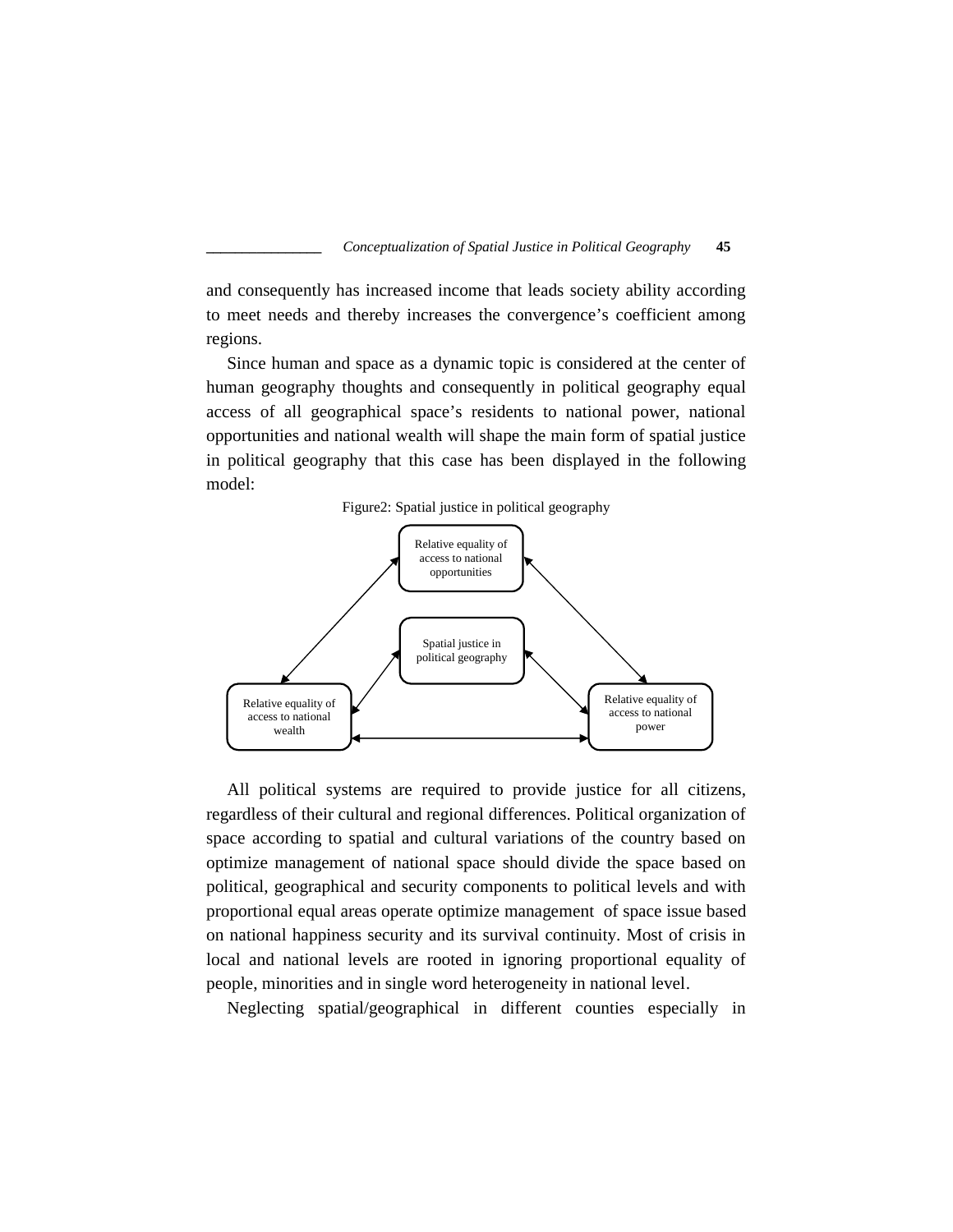and consequently has increased income that leads society ability according to meet needs and thereby increases the convergence's coefficient among regions.

Since human and space as a dynamic topic is considered at the center of human geography thoughts and consequently in political geography equal access of all geographical space's residents to national power, national opportunities and national wealth will shape the main form of spatial justice in political geography that this case has been displayed in the following model:

Figure2: Spatial justice in political geography

Relative equality of access to national opportunities

Spatial justice in political geography

Relative equality of access to national wealth

Relative equality of access to national power

All political systems are required to provide justice for all citizens, regardless of their cultural and regional differences. Political organization of space according to spatial and cultural variations of the country based on optimize management of national space should divide the space based on political, geographical and security components to political levels and with proportional equal areas operate optimize management of space issue based on national happiness security and its survival continuity. Most of crisis in local and national levels are rooted in ignoring proportional equality of people, minorities and in single word heterogeneity in national level.

Neglecting spatial/geographical in different counties especially in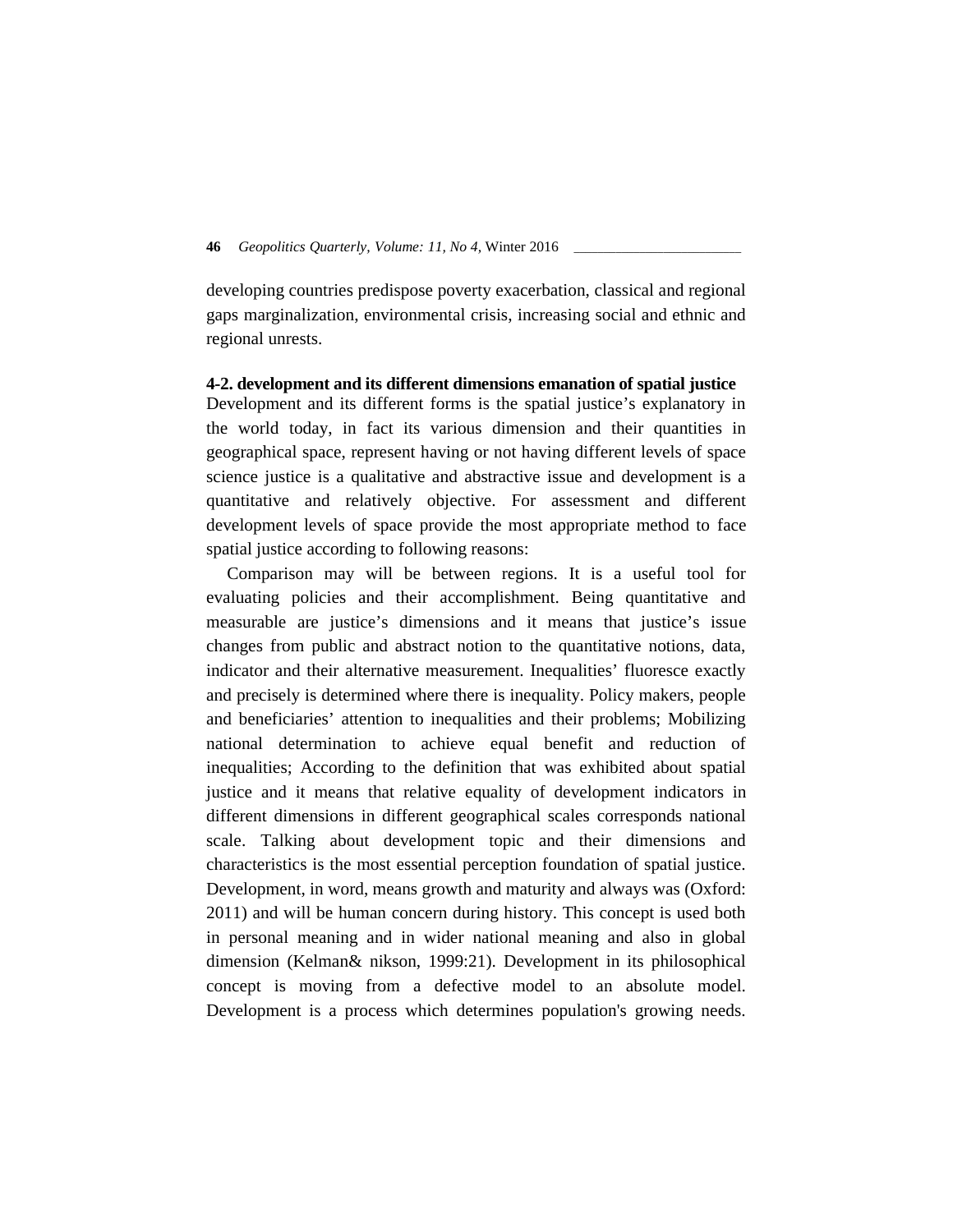developing countries predispose poverty exacerbation, classical and regional gaps marginalization, environmental crisis, increasing social and ethnic and regional unrests.

### 4-2. development and its different dimensions emanation of spatial justice

Development and its different forms is the spatial justice's explanatory in the world today, in fact its various dimension and their quantities in geographical space, represent having or not having different levels of space science justice is a qualitative and abstractive issue and development is a quantitative and relatively objective. For assessment and different development levels of space provide the most appropriate method to face spatial justice according to following reasons:

Comparison may will be between regions. It is a useful tool for evaluating policies and their accomplishment. Being quantitative and measurable are justice's dimensions and it means that justice's issue changes from public and abstract notion to the quantitative notions, data, indicator and their alternative measurement. Inequalities' fluoresce exactly and precisely is determined where there is inequality. Policy makers, people and beneficiaries' attention to inequalities and their problems; Mobilizing national determination to achieve equal benefit and reduction of inequalities; According to the definition that was exhibited about spatial justice and it means that relative equality of development indicators in different dimensions in different geographical scales corresponds national scale. Talking about development topic and their dimensions and characteristics is the most essential perception foundation of spatial justice. Development, in word, means growth and maturity and always was (Oxford: 2011) and will be human concern during history. This concept is used both in personal meaning and in wider national meaning and also in global dimension (Kelman& nikson, 1999:21). Development in its philosophical concept is moving from a defective model to an absolute model. Development is a process which determines population's growing needs.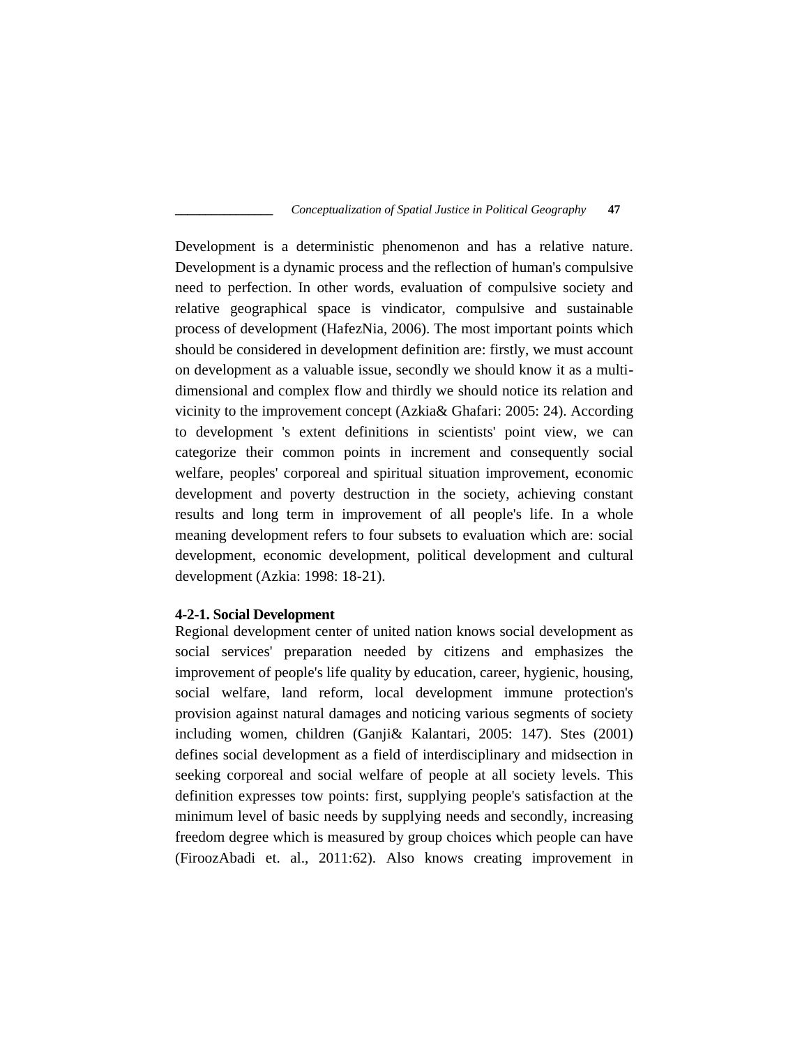Development is a deterministic phenomenon and has a relative nature. Development is a dynamic process and the reflection of human's compulsive need to perfection. In other words, evaluation of compulsive society and relative geographical space is vindicator, compulsive and sustainable process of development (HafezNia, 2006). The most important points which should be considered in development definition are: firstly, we must account on development as a valuable issue, secondly we should know it as a multi-dimensional and complex flow and thirdly we should notice its relation and vicinity to the improvement concept (Azkia& Ghafari: 2005: 24). According to development 's extent definitions in scientists' point view, we can categorize their common points in increment and consequently social welfare, peoples' corporeal and spiritual situation improvement, economic development and poverty destruction in the society, achieving constant results and long term in improvement of all people's life. In a whole meaning development refers to four subsets to evaluation which are: social development, economic development, political development and cultural development (Azkia: 1998: 18-21).

#### 4-2-1. Social Development

Regional development center of united nation knows social development as social services' preparation needed by citizens and emphasizes the improvement of people's life quality by education, career, hygienic, housing, social welfare, land reform, local development immune protection's provision against natural damages and noticing various segments of society including women, children (Ganji& Kalantari, 2005: 147). Stes (2001) defines social development as a field of interdisciplinary and midsection in seeking corporeal and social welfare of people at all society levels. This definition expresses tow points: first, supplying people's satisfaction at the minimum level of basic needs by supplying needs and secondly, increasing freedom degree which is measured by group choices which people can have (FiroozAbadi et. al., 2011:62). Also knows creating improvement in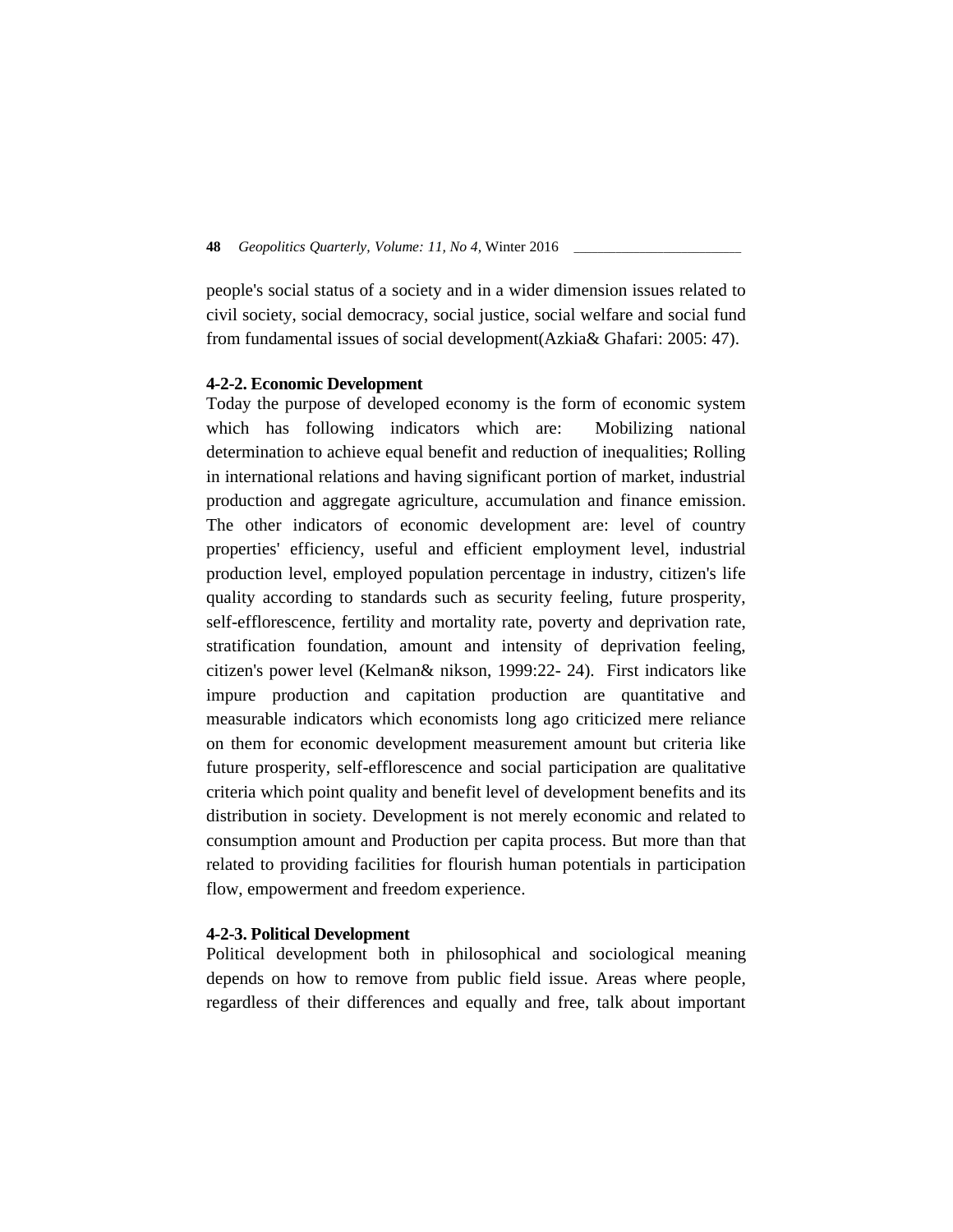people's social status of a society and in a wider dimension issues related to civil society, social democracy, social justice, social welfare and social fund from fundamental issues of social development(Azkia& Ghafari: 2005: 47).

### 4-2-2. Economic Development

Today the purpose of developed economy is the form of economic system which has following indicators which are: Mobilizing national determination to achieve equal benefit and reduction of inequalities; Rolling in international relations and having significant portion of market, industrial production and aggregate agriculture, accumulation and finance emission. The other indicators of economic development are: level of country properties' efficiency, useful and efficient employment level, industrial production level, employed population percentage in industry, citizen's life quality according to standards such as security feeling, future prosperity, self-efflorescence, fertility and mortality rate, poverty and deprivation rate, stratification foundation, amount and intensity of deprivation feeling, citizen's power level (Kelman& nikson, 1999:22- 24). First indicators like impure production and capitation production are quantitative and measurable indicators which economists long ago criticized mere reliance on them for economic development measurement amount but criteria like future prosperity, self-efflorescence and social participation are qualitative criteria which point quality and benefit level of development benefits and its distribution in society. Development is not merely economic and related to consumption amount and Production per capita process. But more than that related to providing facilities for flourish human potentials in participation flow, empowerment and freedom experience.

### 4-2-3. Political Development

Political development both in philosophical and sociological meaning depends on how to remove from public field issue. Areas where people, regardless of their differences and equally and free, talk about important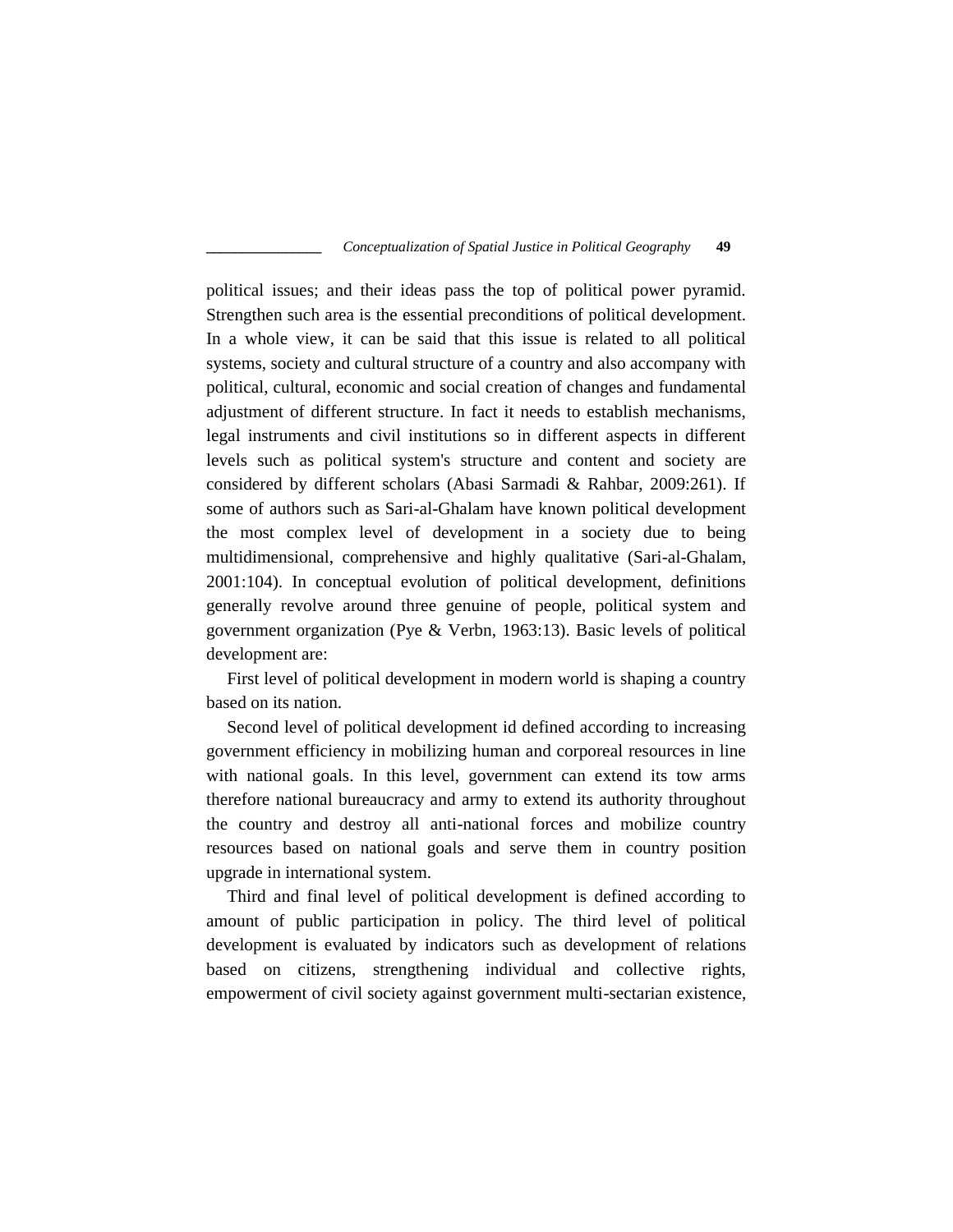political issues; and their ideas pass the top of political power pyramid. Strengthen such area is the essential preconditions of political development. In a whole view, it can be said that this issue is related to all political systems, society and cultural structure of a country and also accompany with political, cultural, economic and social creation of changes and fundamental adjustment of different structure. In fact it needs to establish mechanisms, legal instruments and civil institutions so in different aspects in different levels such as political system's structure and content and society are considered by different scholars (Abasi Sarmadi & Rahbar, 2009:261). If some of authors such as Sari-al-Ghalam have known political development the most complex level of development in a society due to being multidimensional, comprehensive and highly qualitative (Sari-al-Ghalam, 2001:104). In conceptual evolution of political development, definitions generally revolve around three genuine of people, political system and government organization (Pye & Verbn, 1963:13). Basic levels of political development are:

First level of political development in modern world is shaping a country based on its nation.

Second level of political development id defined according to increasing government efficiency in mobilizing human and corporeal resources in line with national goals. In this level, government can extend its tow arms therefore national bureaucracy and army to extend its authority throughout the country and destroy all anti-national forces and mobilize country resources based on national goals and serve them in country position upgrade in international system.

Third and final level of political development is defined according to amount of public participation in policy. The third level of political development is evaluated by indicators such as development of relations based on citizens, strengthening individual and collective rights, empowerment of civil society against government multi-sectarian existence,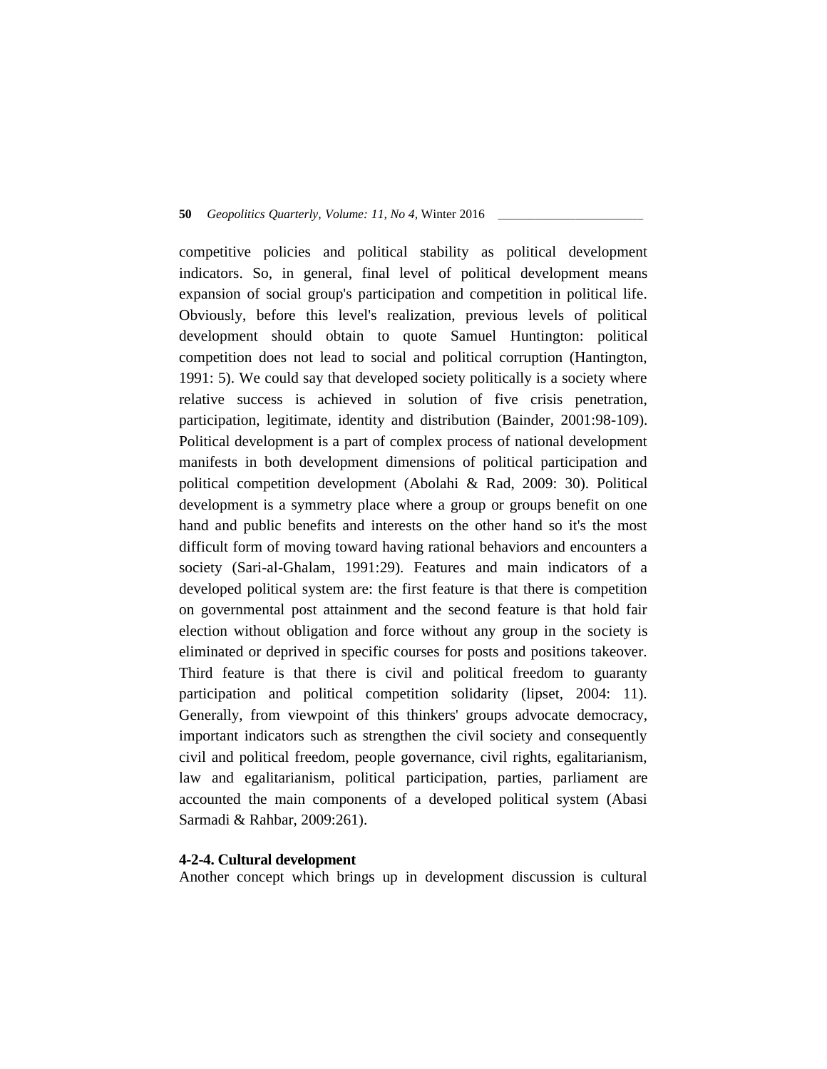competitive policies and political stability as political development indicators. So, in general, final level of political development means expansion of social group's participation and competition in political life. Obviously, before this level's realization, previous levels of political development should obtain to quote Samuel Huntington: political competition does not lead to social and political corruption (Hantington, 1991: 5). We could say that developed society politically is a society where relative success is achieved in solution of five crisis penetration, participation, legitimate, identity and distribution (Bainder, 2001:98-109). Political development is a part of complex process of national development manifests in both development dimensions of political participation and political competition development (Abolahi & Rad, 2009: 30). Political development is a symmetry place where a group or groups benefit on one hand and public benefits and interests on the other hand so it's the most difficult form of moving toward having rational behaviors and encounters a society (Sari-al-Ghalam, 1991:29). Features and main indicators of a developed political system are: the first feature is that there is competition on governmental post attainment and the second feature is that hold fair election without obligation and force without any group in the society is eliminated or deprived in specific courses for posts and positions takeover. Third feature is that there is civil and political freedom to guaranty participation and political competition solidarity (lipset, 2004: 11). Generally, from viewpoint of this thinkers' groups advocate democracy, important indicators such as strengthen the civil society and consequently civil and political freedom, people governance, civil rights, egalitarianism, law and egalitarianism, political participation, parties, parliament are accounted the main components of a developed political system (Abasi Sarmadi & Rahbar, 2009:261).

**4-2-4. Cultural development**

Another concept which brings up in development discussion is cultural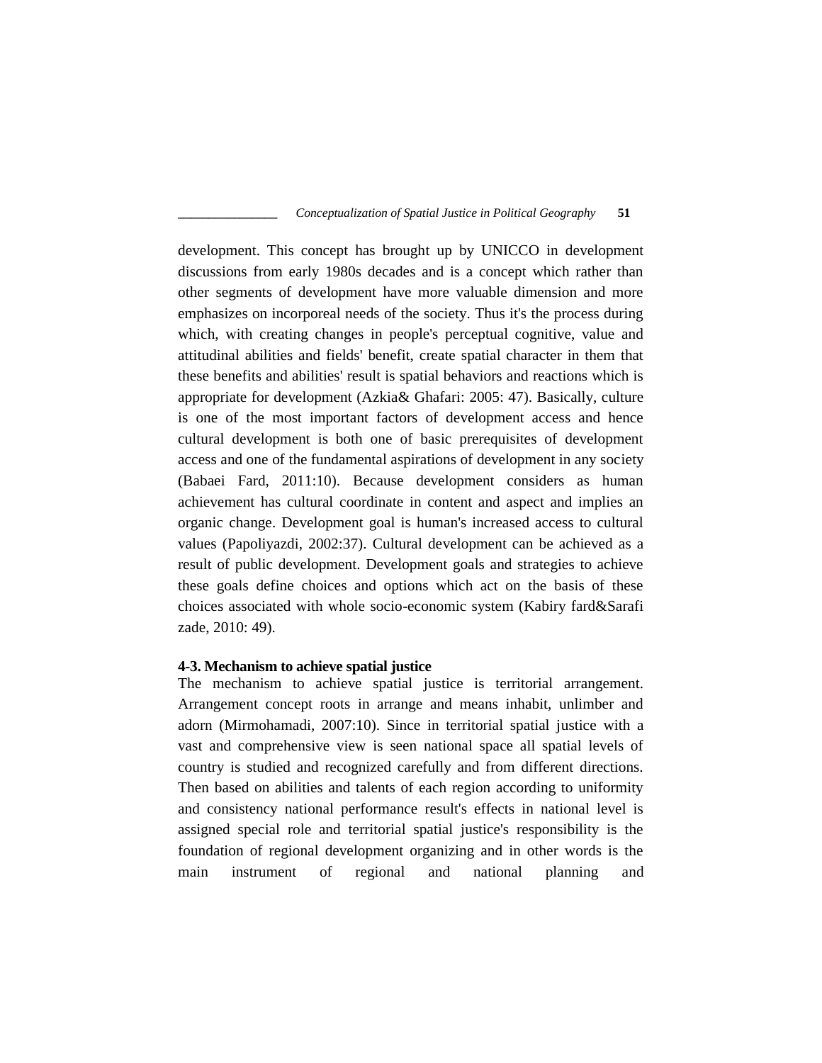development. This concept has brought up by UNICCO in development discussions from early 1980s decades and is a concept which rather than other segments of development have more valuable dimension and more emphasizes on incorporeal needs of the society. Thus it's the process during which, with creating changes in people's perceptual cognitive, value and attitudinal abilities and fields' benefit, create spatial character in them that these benefits and abilities' result is spatial behaviors and reactions which is appropriate for development (Azkia& Ghafari: 2005: 47). Basically, culture is one of the most important factors of development access and hence cultural development is both one of basic prerequisites of development access and one of the fundamental aspirations of development in any society (Babaei Fard, 2011:10). Because development considers as human achievement has cultural coordinate in content and aspect and implies an organic change. Development goal is human's increased access to cultural values (Papoliyazdi, 2002:37). Cultural development can be achieved as a result of public development. Development goals and strategies to achieve these goals define choices and options which act on the basis of these choices associated with whole socio-economic system (Kabiry fard&Sarafi zade, 2010: 49).

**4-3. Mechanism to achieve spatial justice**

The mechanism to achieve spatial justice is territorial arrangement. Arrangement concept roots in arrange and means inhabit, unlimber and adorn (Mirmohamadi, 2007:10). Since in territorial spatial justice with a vast and comprehensive view is seen national space all spatial levels of country is studied and recognized carefully and from different directions. Then based on abilities and talents of each region according to uniformity and consistency national performance result's effects in national level is assigned special role and territorial spatial justice's responsibility is the foundation of regional development organizing and in other words is the main instrument of regional and national planning and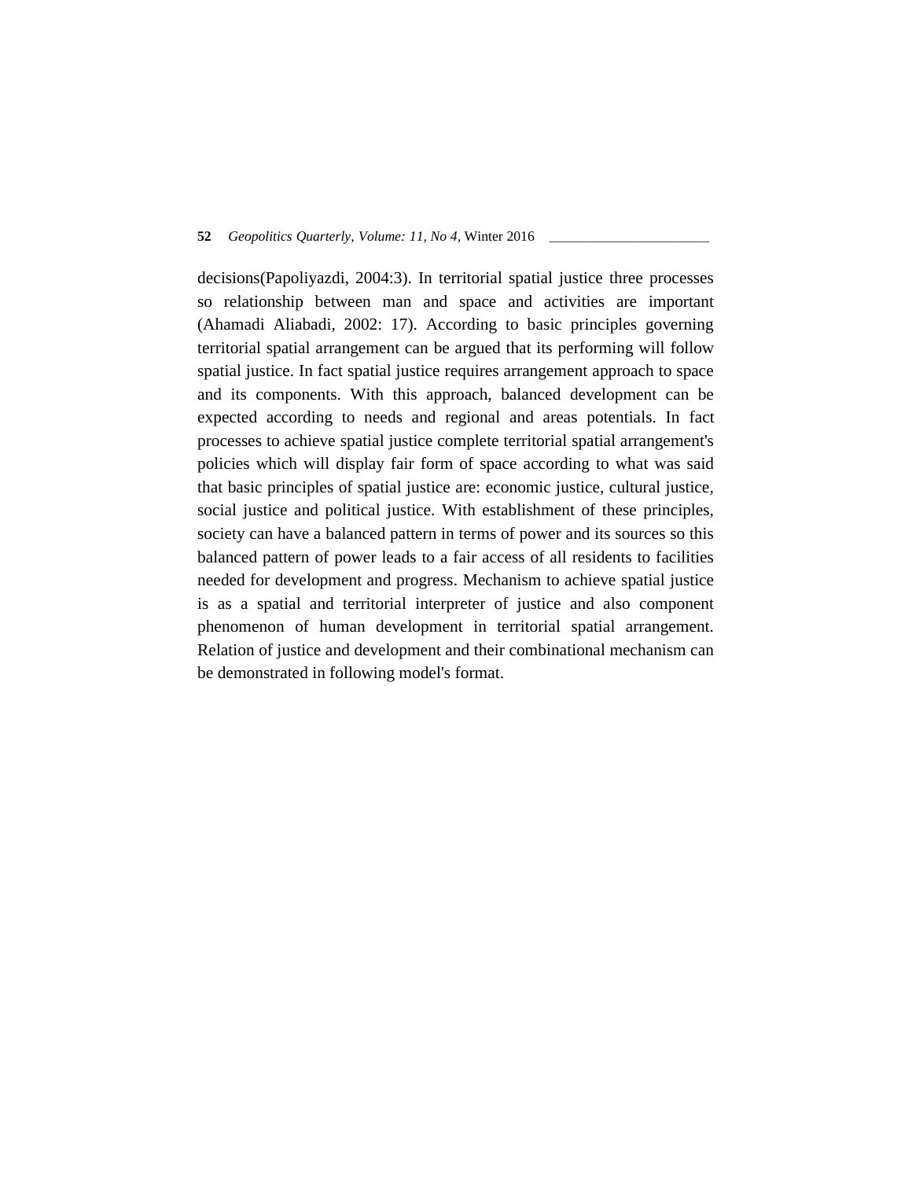decisions(Papoliyazdi, 2004:3). In territorial spatial justice three processes so relationship between man and space and activities are important (Ahamadi Aliabadi, 2002: 17). According to basic principles governing territorial spatial arrangement can be argued that its performing will follow spatial justice. In fact spatial justice requires arrangement approach to space and its components. With this approach, balanced development can be expected according to needs and regional and areas potentials. In fact processes to achieve spatial justice complete territorial spatial arrangement's policies which will display fair form of space according to what was said that basic principles of spatial justice are: economic justice, cultural justice, social justice and political justice. With establishment of these principles, society can have a balanced pattern in terms of power and its sources so this balanced pattern of power leads to a fair access of all residents to facilities needed for development and progress. Mechanism to achieve spatial justice is as a spatial and territorial interpreter of justice and also component phenomenon of human development in territorial spatial arrangement. Relation of justice and development and their combinational mechanism can be demonstrated in following model's format.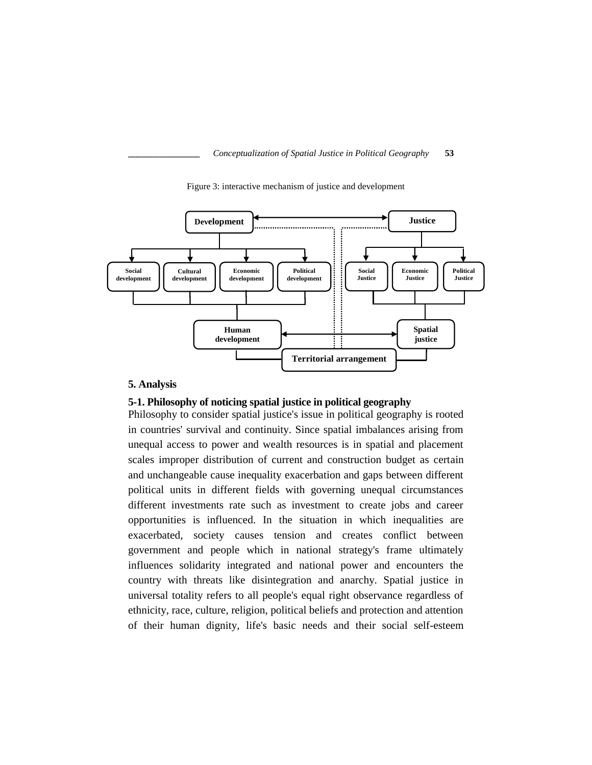Figure 3: interactive mechanism of justice and development

## 5. Analysis

### 5-1. Philosophy of noticing spatial justice in political geography

Philosophy to consider spatial justice's issue in political geography is rooted in countries' survival and continuity. Since spatial imbalances arising from unequal access to power and wealth resources is in spatial and placement scales improper distribution of current and construction budget as certain and unchangeable cause inequality exacerbation and gaps between different political units in different fields with governing unequal circumstances different investments rate such as investment to create jobs and career opportunities is influenced. In the situation in which inequalities are exacerbated, society causes tension and creates conflict between government and people which in national strategy's frame ultimately influences solidarity integrated and national power and encounters the country with threats like disintegration and anarchy. Spatial justice in universal totality refers to all people's equal right observance regardless of ethnicity, race, culture, religion, political beliefs and protection and attention of their human dignity, life's basic needs and their social self-esteem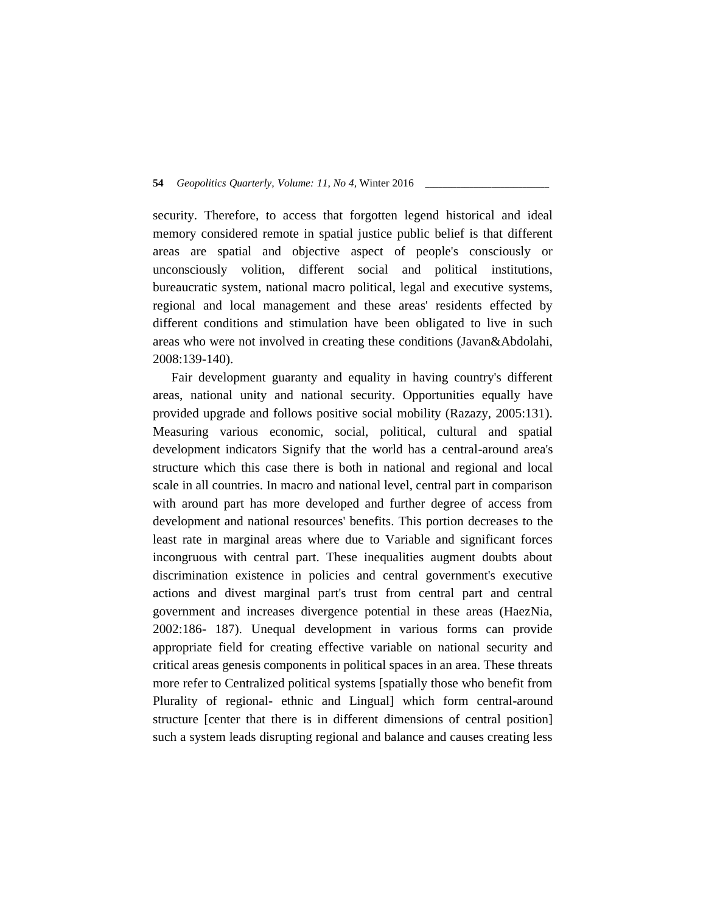security. Therefore, to access that forgotten legend historical and ideal memory considered remote in spatial justice public belief is that different areas are spatial and objective aspect of people's consciously or unconsciously volition, different social and political institutions, bureaucratic system, national macro political, legal and executive systems, regional and local management and these areas' residents effected by different conditions and stimulation have been obligated to live in such areas who were not involved in creating these conditions (Javan&Abdolahi, 2008:139-140).

Fair development guaranty and equality in having country's different areas, national unity and national security. Opportunities equally have provided upgrade and follows positive social mobility (Razazy, 2005:131). Measuring various economic, social, political, cultural and spatial development indicators Signify that the world has a central-around area's structure which this case there is both in national and regional and local scale in all countries. In macro and national level, central part in comparison with around part has more developed and further degree of access from development and national resources' benefits. This portion decreases to the least rate in marginal areas where due to Variable and significant forces incongruous with central part. These inequalities augment doubts about discrimination existence in policies and central government's executive actions and divest marginal part's trust from central part and central government and increases divergence potential in these areas (HaezNia, 2002:186- 187). Unequal development in various forms can provide appropriate field for creating effective variable on national security and critical areas genesis components in political spaces in an area. These threats more refer to Centralized political systems [spatially those who benefit from Plurality of regional- ethnic and Lingual] which form central-around structure [center that there is in different dimensions of central position] such a system leads disrupting regional and balance and causes creating less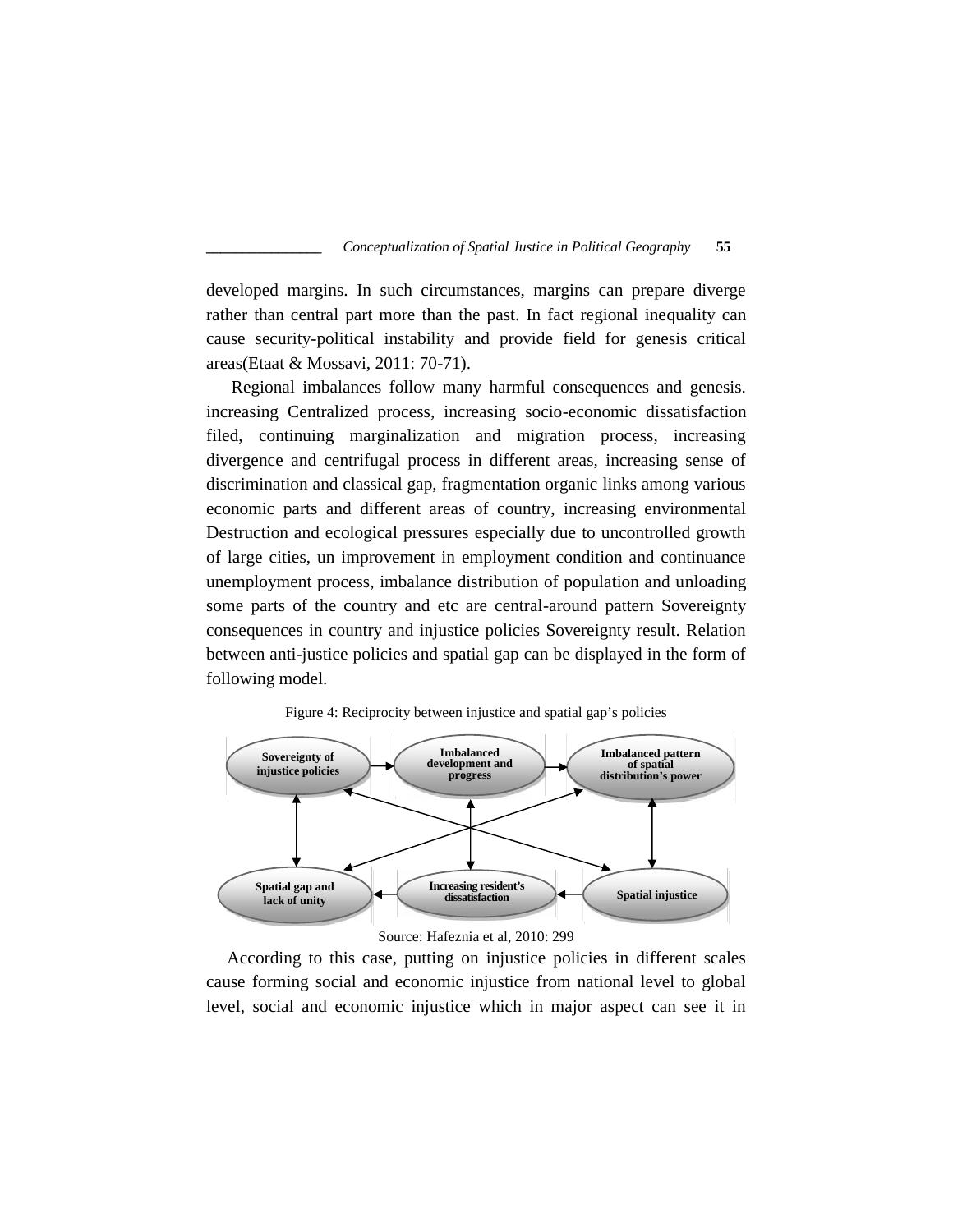developed margins. In such circumstances, margins can prepare diverge rather than central part more than the past. In fact regional inequality can cause security-political instability and provide field for genesis critical areas(Etaat & Mossavi, 2011: 70-71).

Regional imbalances follow many harmful consequences and genesis. increasing Centralized process, increasing socio-economic dissatisfaction filed, continuing marginalization and migration process, increasing divergence and centrifugal process in different areas, increasing sense of discrimination and classical gap, fragmentation organic links among various economic parts and different areas of country, increasing environmental Destruction and ecological pressures especially due to uncontrolled growth of large cities, un improvement in employment condition and continuance unemployment process, imbalance distribution of population and unloading some parts of the country and etc are central-around pattern Sovereignty consequences in country and injustice policies Sovereignty result. Relation between anti-justice policies and spatial gap can be displayed in the form of following model.

Figure 4: Reciprocity between injustice and spatial gap's policies

Sovereignty of injustice policies → Imbalanced development and progress → Imbalanced pattern of spatial distribution's power

Spatial gap and lack of unity ← Increasing resident's dissatisfaction ← Spatial injustice

Source: Hafeznia et al, 2010: 299

According to this case, putting on injustice policies in different scales cause forming social and economic injustice from national level to global level, social and economic injustice which in major aspect can see it in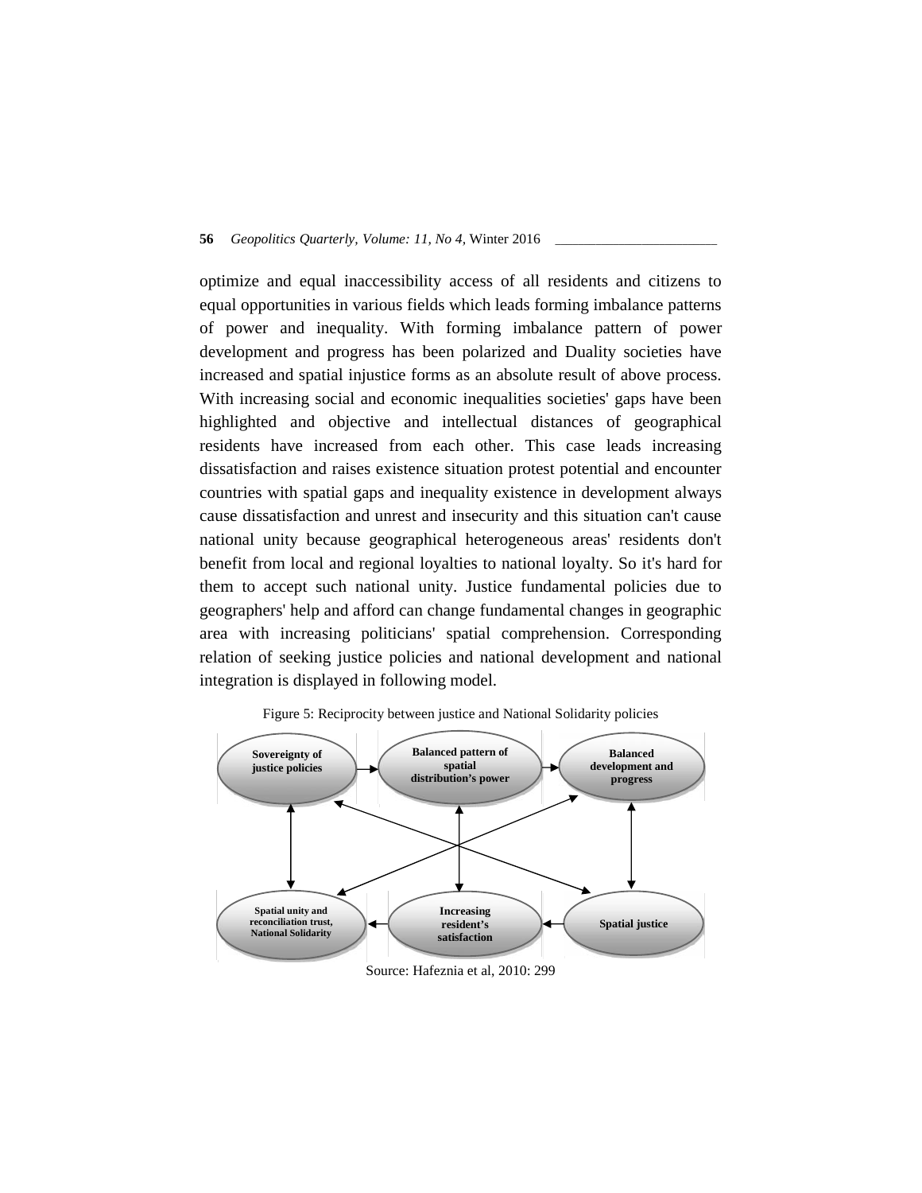optimize and equal inaccessibility access of all residents and citizens to equal opportunities in various fields which leads forming imbalance patterns of power and inequality. With forming imbalance pattern of power development and progress has been polarized and Duality societies have increased and spatial injustice forms as an absolute result of above process. With increasing social and economic inequalities societies' gaps have been highlighted and objective and intellectual distances of geographical residents have increased from each other. This case leads increasing dissatisfaction and raises existence situation protest potential and encounter countries with spatial gaps and inequality existence in development always cause dissatisfaction and unrest and insecurity and this situation can't cause national unity because geographical heterogeneous areas' residents don't benefit from local and regional loyalties to national loyalty. So it's hard for them to accept such national unity. Justice fundamental policies due to geographers' help and afford can change fundamental changes in geographic area with increasing politicians' spatial comprehension. Corresponding relation of seeking justice policies and national development and national integration is displayed in following model.

Figure 5: Reciprocity between justice and National Solidarity policies

Sovereignty of justice policies → Balanced pattern of spatial distribution's power → Balanced development and progress

Spatial justice → Increasing resident's satisfaction → Spatial unity and reconciliation trust, National Solidarity

Source: Hafeznia et al, 2010: 299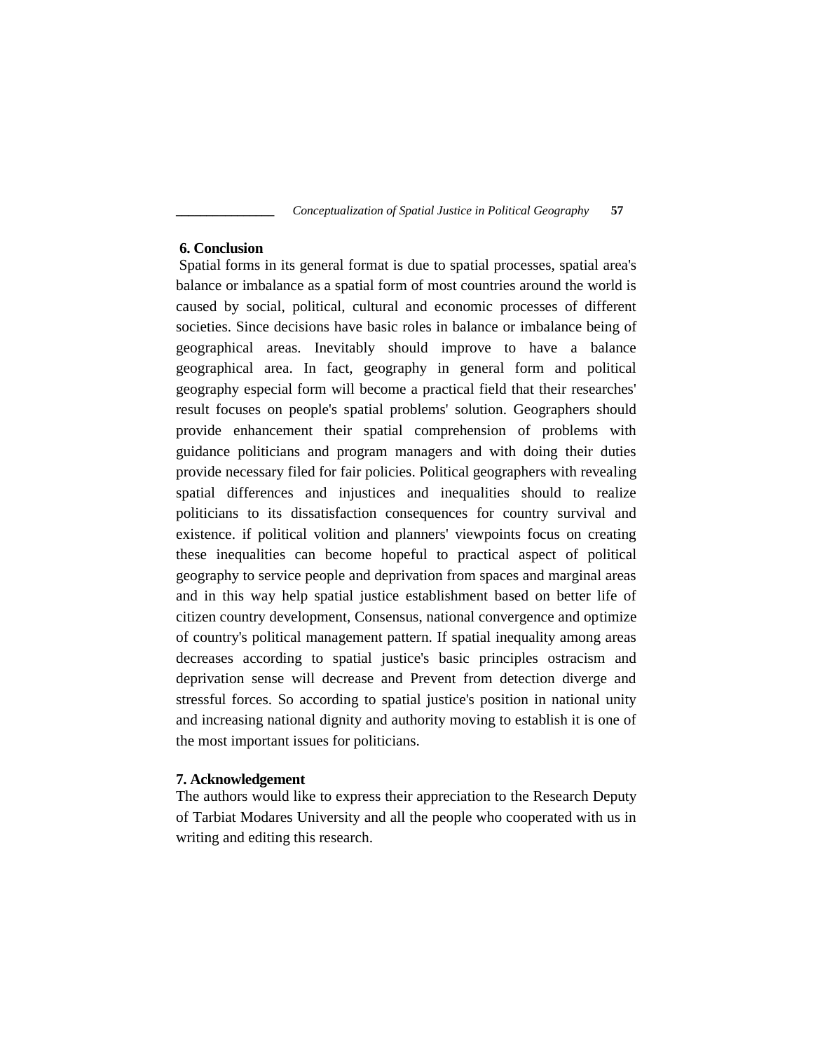## 6. Conclusion

Spatial forms in its general format is due to spatial processes, spatial area's balance or imbalance as a spatial form of most countries around the world is caused by social, political, cultural and economic processes of different societies. Since decisions have basic roles in balance or imbalance being of geographical areas. Inevitably should improve to have a balance geographical area. In fact, geography in general form and political geography especial form will become a practical field that their researches' result focuses on people's spatial problems' solution. Geographers should provide enhancement their spatial comprehension of problems with guidance politicians and program managers and with doing their duties provide necessary filed for fair policies. Political geographers with revealing spatial differences and injustices and inequalities should to realize politicians to its dissatisfaction consequences for country survival and existence. if political volition and planners' viewpoints focus on creating these inequalities can become hopeful to practical aspect of political geography to service people and deprivation from spaces and marginal areas and in this way help spatial justice establishment based on better life of citizen country development, Consensus, national convergence and optimize of country's political management pattern. If spatial inequality among areas decreases according to spatial justice's basic principles ostracism and deprivation sense will decrease and Prevent from detection diverge and stressful forces. So according to spatial justice's position in national unity and increasing national dignity and authority moving to establish it is one of the most important issues for politicians.

## 7. Acknowledgement

The authors would like to express their appreciation to the Research Deputy of Tarbiat Modares University and all the people who cooperated with us in writing and editing this research.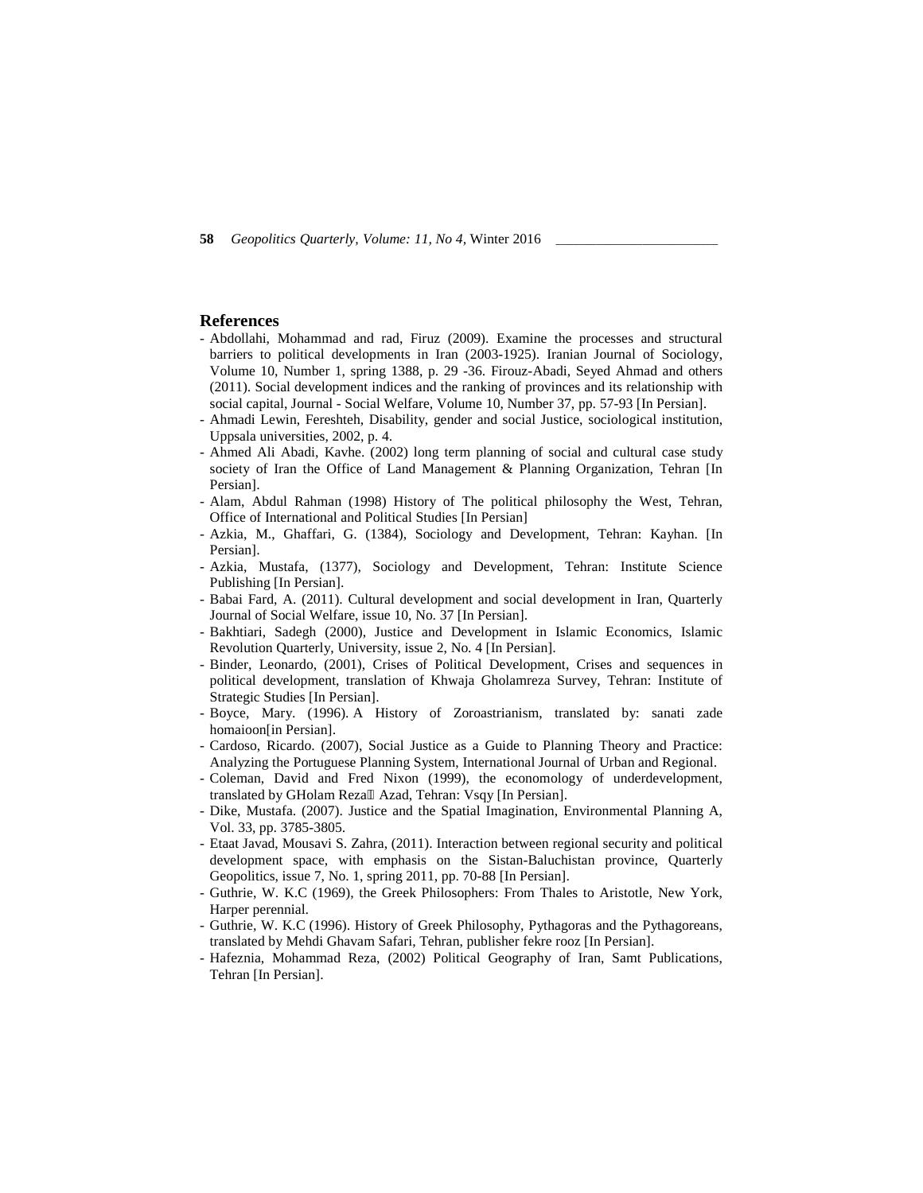## References

- Abdollahi, Mohammad and rad, Firuz (2009). Examine the processes and structural barriers to political developments in Iran (2003-1925). Iranian Journal of Sociology, Volume 10, Number 1, spring 1388, p. 29 -36. Firouz-Abadi, Seyed Ahmad and others (2011). Social development indices and the ranking of provinces and its relationship with social capital, Journal - Social Welfare, Volume 10, Number 37, pp. 57-93 [In Persian].
- Ahmadi Lewin, Fereshteh, Disability, gender and social Justice, sociological institution, Uppsala universities, 2002, p. 4.
- Ahmed Ali Abadi, Kavhe. (2002) long term planning of social and cultural case study society of Iran the Office of Land Management & Planning Organization, Tehran [In Persian].
- Alam, Abdul Rahman (1998) History of The political philosophy the West, Tehran, Office of International and Political Studies [In Persian]
- Azkia, M., Ghaffari, G. (1384), Sociology and Development, Tehran: Kayhan. [In Persian].
- Azkia, Mustafa, (1377), Sociology and Development, Tehran: Institute Science Publishing [In Persian].
- Babai Fard, A. (2011). Cultural development and social development in Iran, Quarterly Journal of Social Welfare, issue 10, No. 37 [In Persian].
- Bakhtiari, Sadegh (2000), Justice and Development in Islamic Economics, Islamic Revolution Quarterly, University, issue 2, No. 4 [In Persian].
- Binder, Leonardo, (2001), Crises of Political Development, Crises and sequences in political development, translation of Khwaja Gholamreza Survey, Tehran: Institute of Strategic Studies [In Persian].
- Boyce, Mary. (1996). A History of Zoroastrianism, translated by: sanati zade homaioon[in Persian].
- Cardoso, Ricardo. (2007), Social Justice as a Guide to Planning Theory and Practice: Analyzing the Portuguese Planning System, International Journal of Urban and Regional.
- Coleman, David and Fred Nixon (1999), the economology of underdevelopment, translated by GHolam Reza Azad, Tehran: Vsqy [In Persian].
- Dike, Mustafa. (2007). Justice and the Spatial Imagination, Environmental Planning A, Vol. 33, pp. 3785-3805.
- Etaat Javad, Mousavi S. Zahra, (2011). Interaction between regional security and political development space, with emphasis on the Sistan-Baluchistan province, Quarterly Geopolitics, issue 7, No. 1, spring 2011, pp. 70-88 [In Persian].
- Guthrie, W. K.C (1969), the Greek Philosophers: From Thales to Aristotle, New York, Harper perennial.
- Guthrie, W. K.C (1996). History of Greek Philosophy, Pythagoras and the Pythagoreans, translated by Mehdi Ghavam Safari, Tehran, publisher fekre rooz [In Persian].
- Hafeznia, Mohammad Reza, (2002) Political Geography of Iran, Samt Publications, Tehran [In Persian].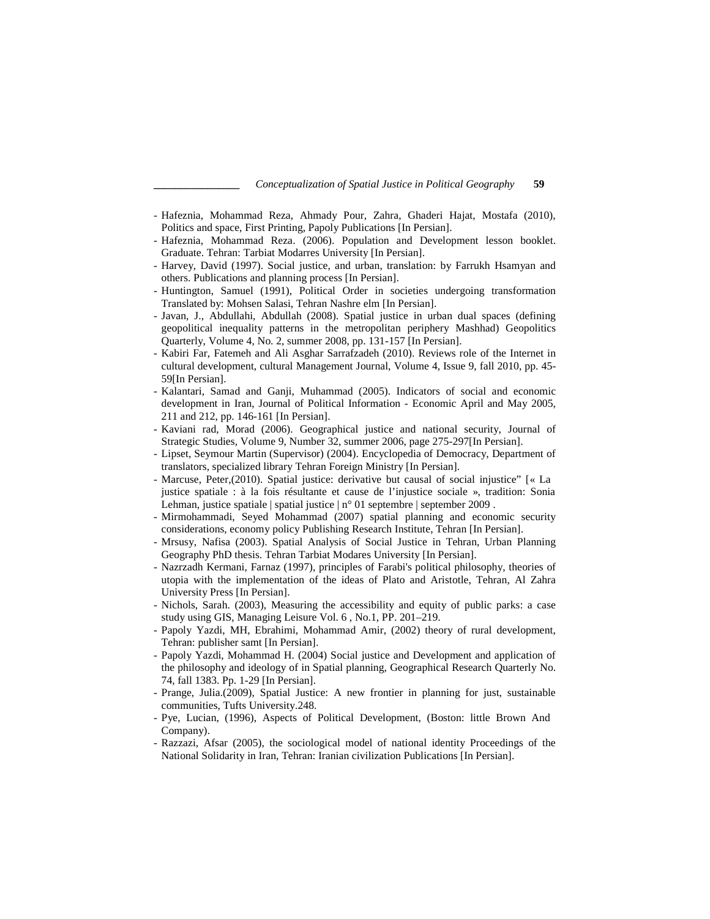- Hafeznia, Mohammad Reza, Ahmady Pour, Zahra, Ghaderi Hajat, Mostafa (2010), Politics and space, First Printing, Papoly Publications [In Persian].
- Hafeznia, Mohammad Reza. (2006). Population and Development lesson booklet. Graduate. Tehran: Tarbiat Modarres University [In Persian].
- Harvey, David (1997). Social justice, and urban, translation: by Farrukh Hsamyan and others. Publications and planning process [In Persian].
- Huntington, Samuel (1991), Political Order in societies undergoing transformation Translated by: Mohsen Salasi, Tehran Nashre elm [In Persian].
- Javan, J., Abdullahi, Abdullah (2008). Spatial justice in urban dual spaces (defining geopolitical inequality patterns in the metropolitan periphery Mashhad) Geopolitics Quarterly, Volume 4, No. 2, summer 2008, pp. 131-157 [In Persian].
- Kabiri Far, Fatemeh and Ali Asghar Sarrafzadeh (2010). Reviews role of the Internet in cultural development, cultural Management Journal, Volume 4, Issue 9, fall 2010, pp. 45-59[In Persian].
- Kalantari, Samad and Ganji, Muhammad (2005). Indicators of social and economic development in Iran, Journal of Political Information - Economic April and May 2005, 211 and 212, pp. 146-161 [In Persian].
- Kaviani rad, Morad (2006). Geographical justice and national security, Journal of Strategic Studies, Volume 9, Number 32, summer 2006, page 275-297[In Persian].
- Lipset, Seymour Martin (Supervisor) (2004). Encyclopedia of Democracy, Department of translators, specialized library Tehran Foreign Ministry [In Persian].
- Marcuse, Peter,(2010). Spatial justice: derivative but causal of social injustice" [« La justice spatiale : à la fois résultante et cause de l'injustice sociale », tradition: Sonia Lehman, justice spatiale | spatial justice | n° 01 septembre | september 2009 .
- Mirmohammadi, Seyed Mohammad (2007) spatial planning and economic security considerations, economy policy Publishing Research Institute, Tehran [In Persian].
- Mrsusy, Nafisa (2003). Spatial Analysis of Social Justice in Tehran, Urban Planning Geography PhD thesis. Tehran Tarbiat Modares University [In Persian].
- Nazrzadh Kermani, Farnaz (1997), principles of Farabi's political philosophy, theories of utopia with the implementation of the ideas of Plato and Aristotle, Tehran, Al Zahra University Press [In Persian].
- Nichols, Sarah. (2003), Measuring the accessibility and equity of public parks: a case study using GIS, Managing Leisure Vol. 6 , No.1, PP. 201–219.
- Papoly Yazdi, MH, Ebrahimi, Mohammad Amir, (2002) theory of rural development, Tehran: publisher samt [In Persian].
- Papoly Yazdi, Mohammad H. (2004) Social justice and Development and application of the philosophy and ideology of in Spatial planning, Geographical Research Quarterly No. 74, fall 1383. Pp. 1-29 [In Persian].
- Prange, Julia.(2009), Spatial Justice: A new frontier in planning for just, sustainable communities, Tufts University.248.
- Pye, Lucian, (1996), Aspects of Political Development, (Boston: little Brown And Company).
- Razzazi, Afsar (2005), the sociological model of national identity Proceedings of the National Solidarity in Iran, Tehran: Iranian civilization Publications [In Persian].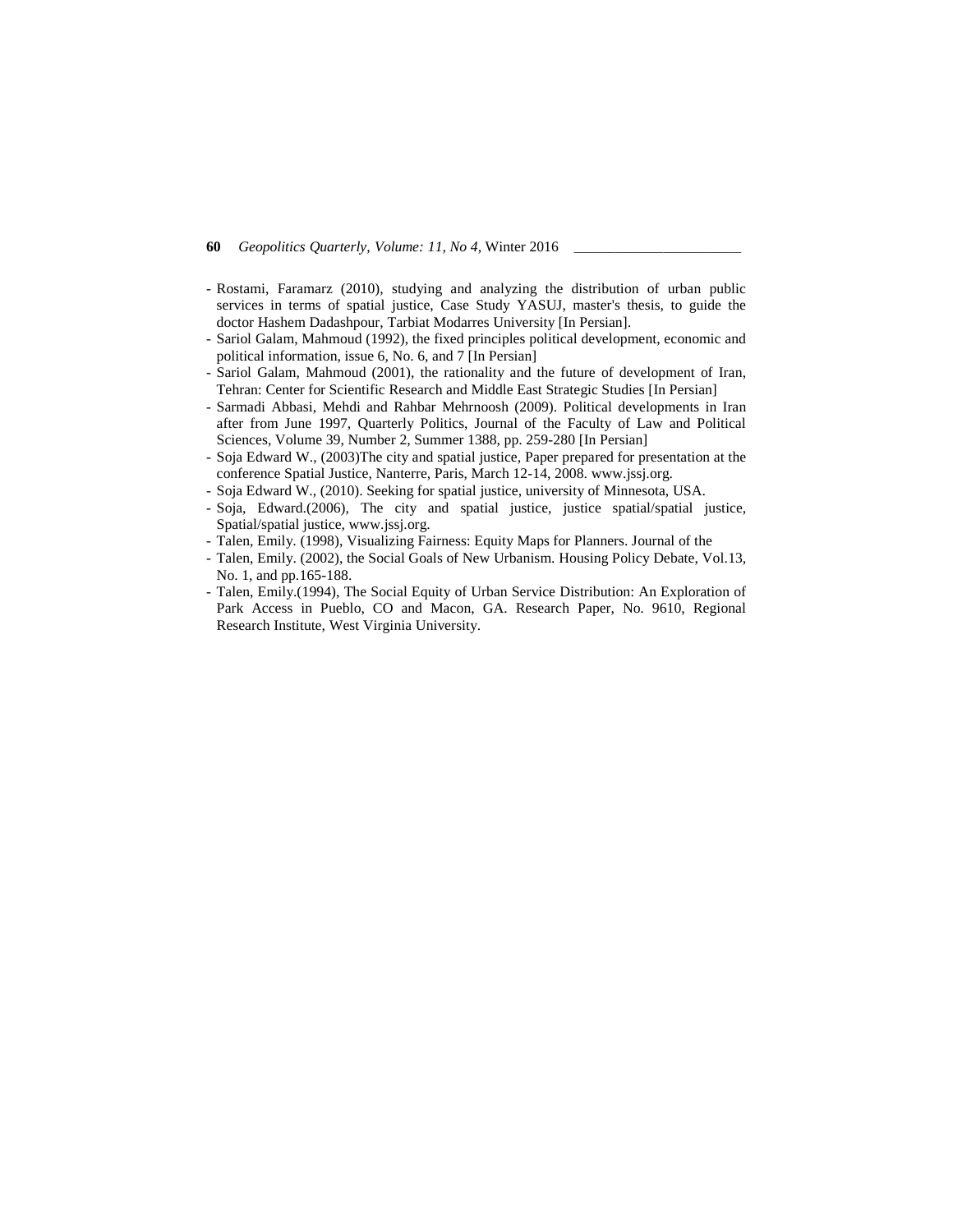- Rostami, Faramarz (2010), studying and analyzing the distribution of urban public services in terms of spatial justice, Case Study YASUJ, master's thesis, to guide the doctor Hashem Dadashpour, Tarbiat Modarres University [In Persian].
- Sariol Galam, Mahmoud (1992), the fixed principles political development, economic and political information, issue 6, No. 6, and 7 [In Persian]
- Sariol Galam, Mahmoud (2001), the rationality and the future of development of Iran, Tehran: Center for Scientific Research and Middle East Strategic Studies [In Persian]
- Sarmadi Abbasi, Mehdi and Rahbar Mehrnoosh (2009). Political developments in Iran after from June 1997, Quarterly Politics, Journal of the Faculty of Law and Political Sciences, Volume 39, Number 2, Summer 1388, pp. 259-280 [In Persian]
- Soja Edward W., (2003)The city and spatial justice, Paper prepared for presentation at the conference Spatial Justice, Nanterre, Paris, March 12-14, 2008. www.jssj.org.
- Soja Edward W., (2010). Seeking for spatial justice, university of Minnesota, USA.
- Soja, Edward.(2006), The city and spatial justice, justice spatial/spatial justice, Spatial/spatial justice, www.jssj.org.
- Talen, Emily. (1998), Visualizing Fairness: Equity Maps for Planners. Journal of the
- Talen, Emily. (2002), the Social Goals of New Urbanism. Housing Policy Debate, Vol.13, No. 1, and pp.165-188.
- Talen, Emily.(1994), The Social Equity of Urban Service Distribution: An Exploration of Park Access in Pueblo, CO and Macon, GA. Research Paper, No. 9610, Regional Research Institute, West Virginia University.